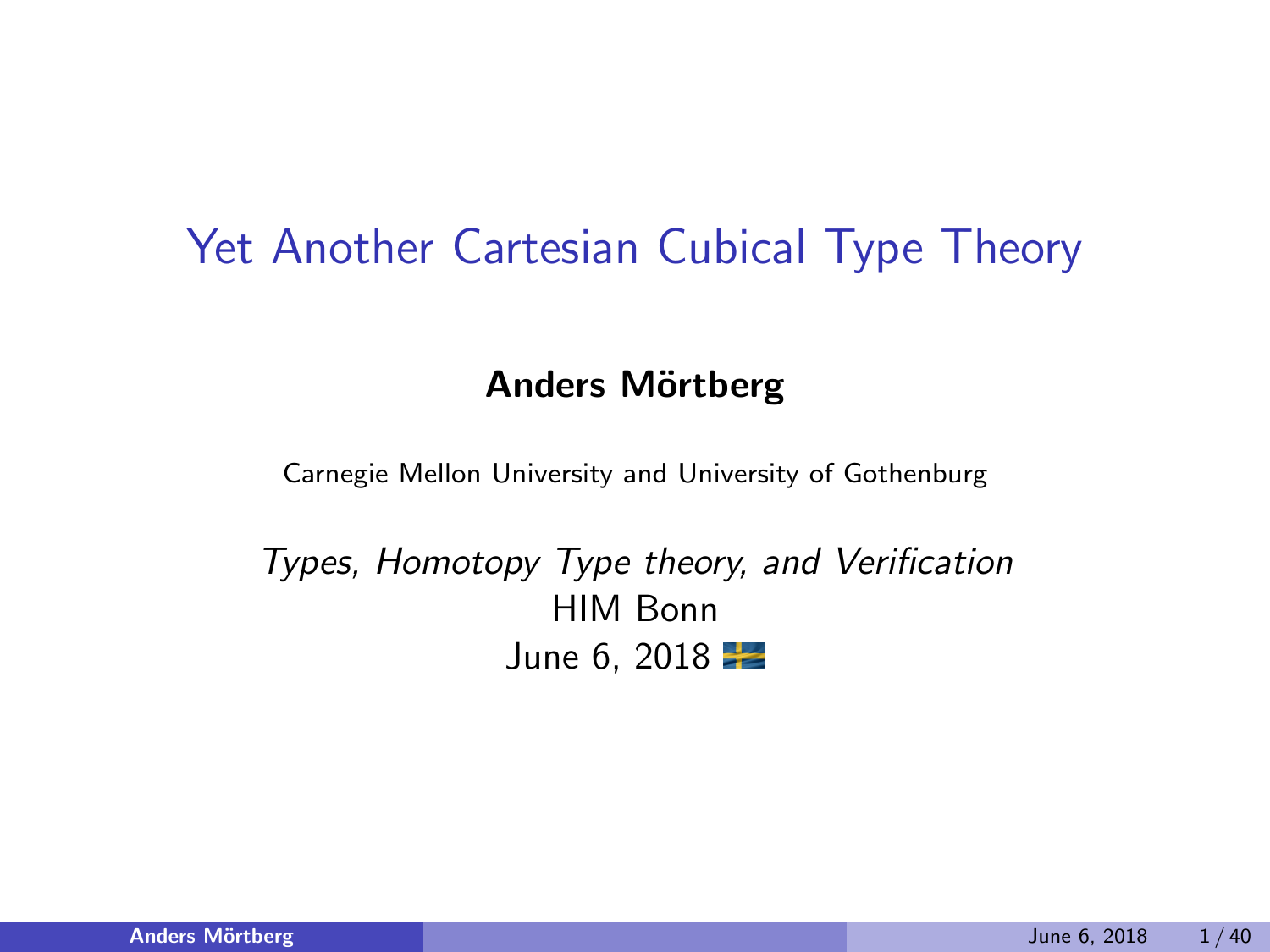# Yet Another Cartesian Cubical Type Theory

**Anders Mörtberg**

Carnegie Mellon University and University of Gothenburg

*Types, Homotopy Type theory, and Verification*
HIM Bonn
June 6, 2018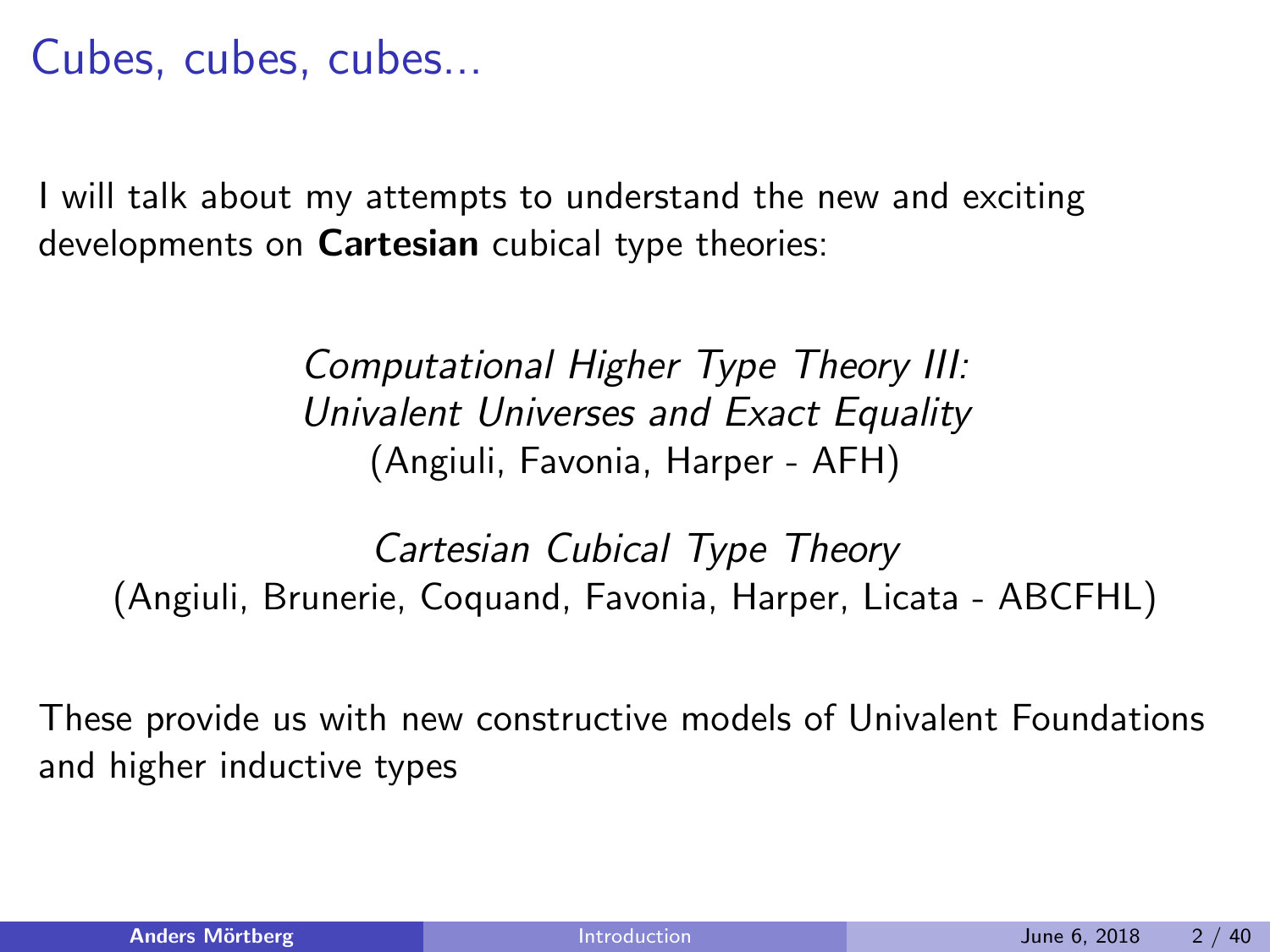# Cubes, cubes, cubes...

I will talk about my attempts to understand the new and exciting developments on **Cartesian** cubical type theories:

*Computational Higher Type Theory III: Univalent Universes and Exact Equality*
(Angiuli, Favonia, Harper - AFH)

*Cartesian Cubical Type Theory*
(Angiuli, Brunerie, Coquand, Favonia, Harper, Licata - ABCFHL)

These provide us with new constructive models of Univalent Foundations and higher inductive types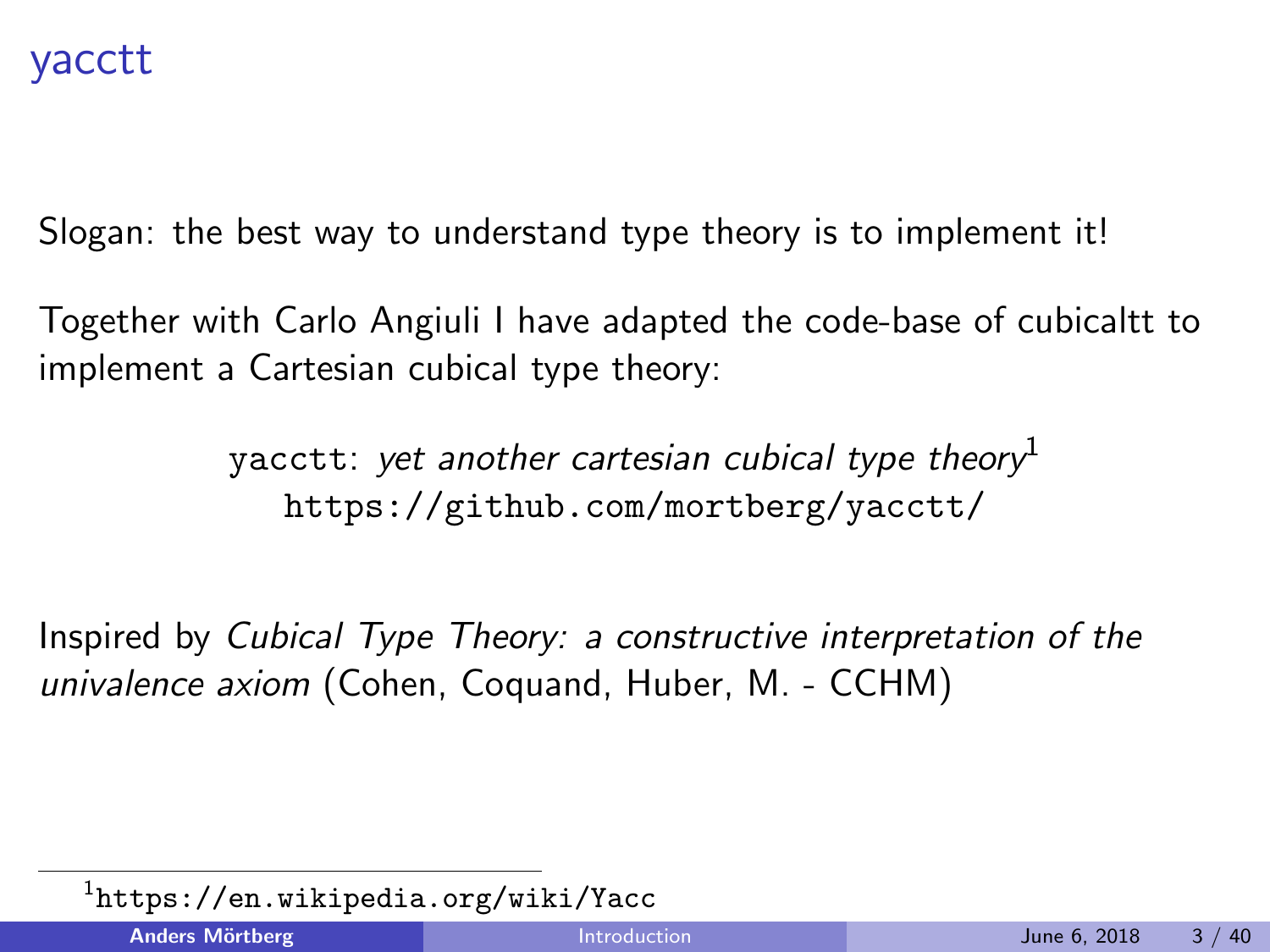# yacctt

Slogan: the best way to understand type theory is to implement it!

Together with Carlo Angiuli I have adapted the code-base of cubicaltt to implement a Cartesian cubical type theory:

`yacctt`: *yet another cartesian cubical type theory*[1]
`https://github.com/mortberg/yacctt/`

Inspired by *Cubical Type Theory: a constructive interpretation of the univalence axiom* (Cohen, Coquand, Huber, M. - CCHM)

[1] `https://en.wikipedia.org/wiki/Yacc`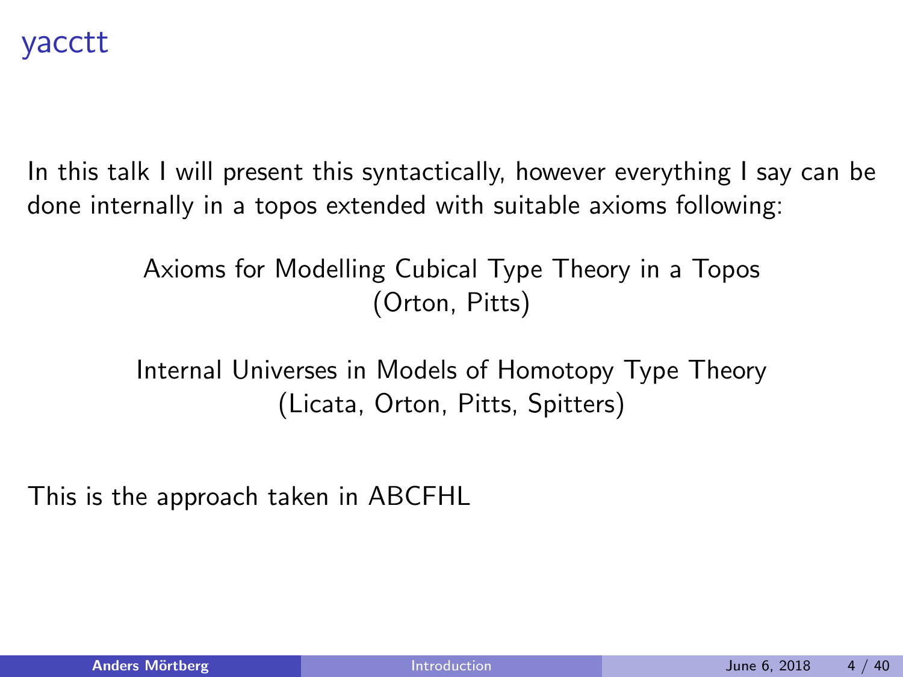# yacctt

In this talk I will present this syntactically, however everything I say can be done internally in a topos extended with suitable axioms following:

Axioms for Modelling Cubical Type Theory in a Topos
(Orton, Pitts)

Internal Universes in Models of Homotopy Type Theory
(Licata, Orton, Pitts, Spitters)

This is the approach taken in ABCFHL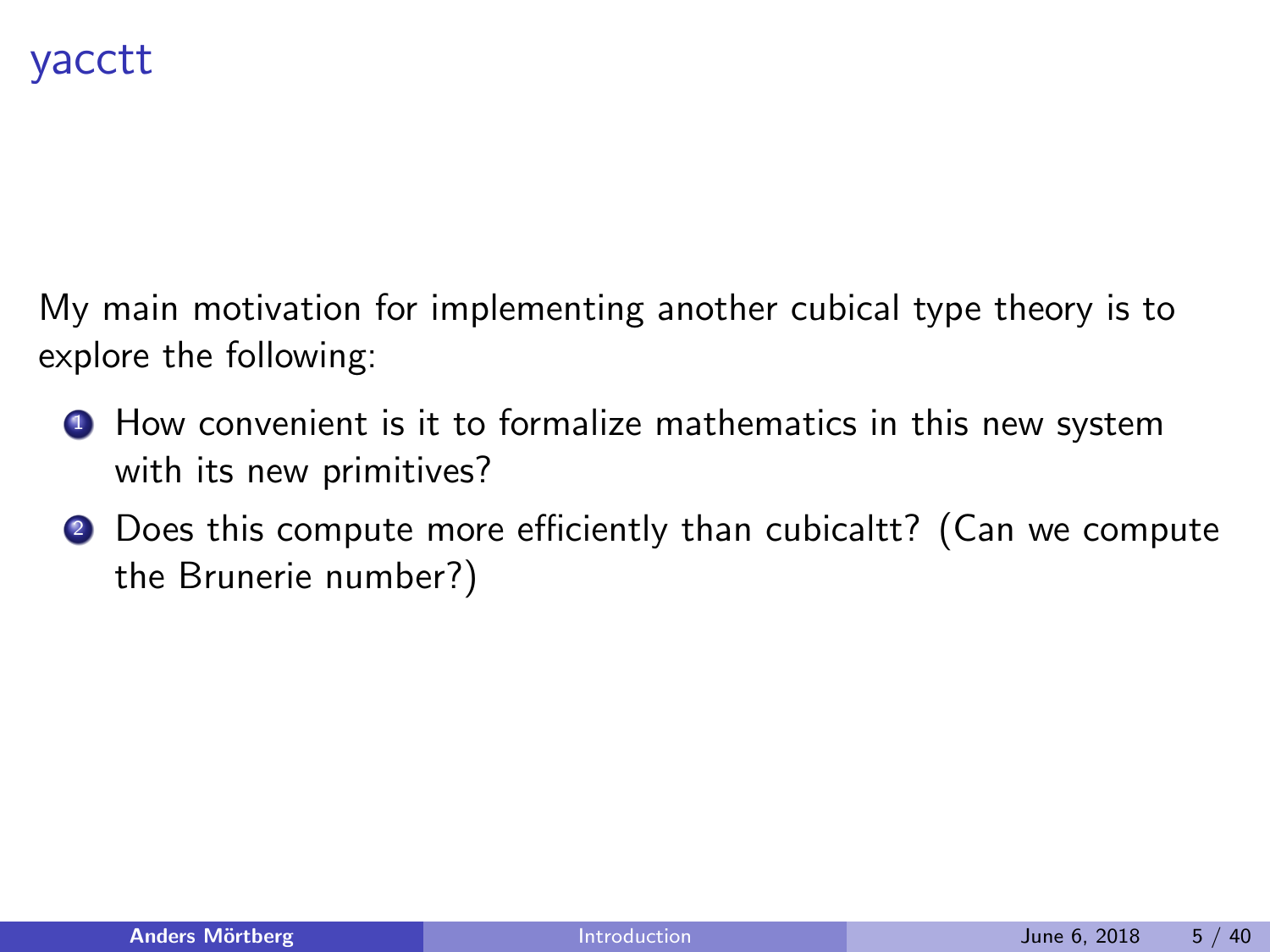# yacctt

My main motivation for implementing another cubical type theory is to explore the following:

1. How convenient is it to formalize mathematics in this new system with its new primitives?
2. Does this compute more efficiently than cubicaltt? (Can we compute the Brunerie number?)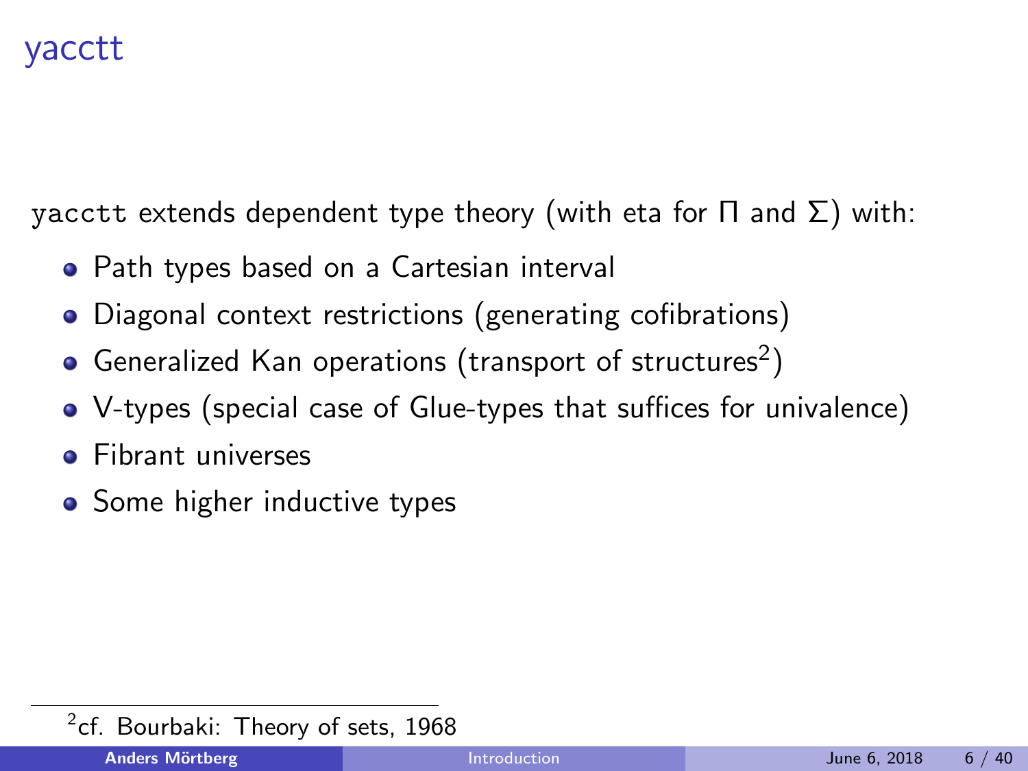# yacctt

`yacctt` extends dependent type theory (with eta for $\Pi$ and $\Sigma$) with:

- Path types based on a Cartesian interval
- Diagonal context restrictions (generating cofibrations)
- Generalized Kan operations (transport of structures[2])
- V-types (special case of Glue-types that suffices for univalence)
- Fibrant universes
- Some higher inductive types

[2] cf. Bourbaki: Theory of sets, 1968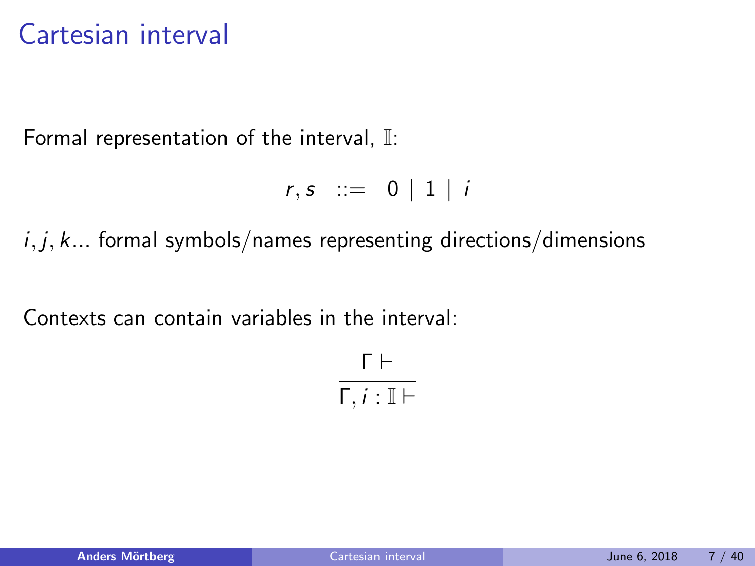# Cartesian interval

Formal representation of the interval, $\mathbb{I}$:

$$r, s \quad ::= \quad 0 \mid 1 \mid i$$

$i, j, k$... formal symbols/names representing directions/dimensions

Contexts can contain variables in the interval:

$$\frac{\Gamma \vdash}{\Gamma, i : \mathbb{I} \vdash}$$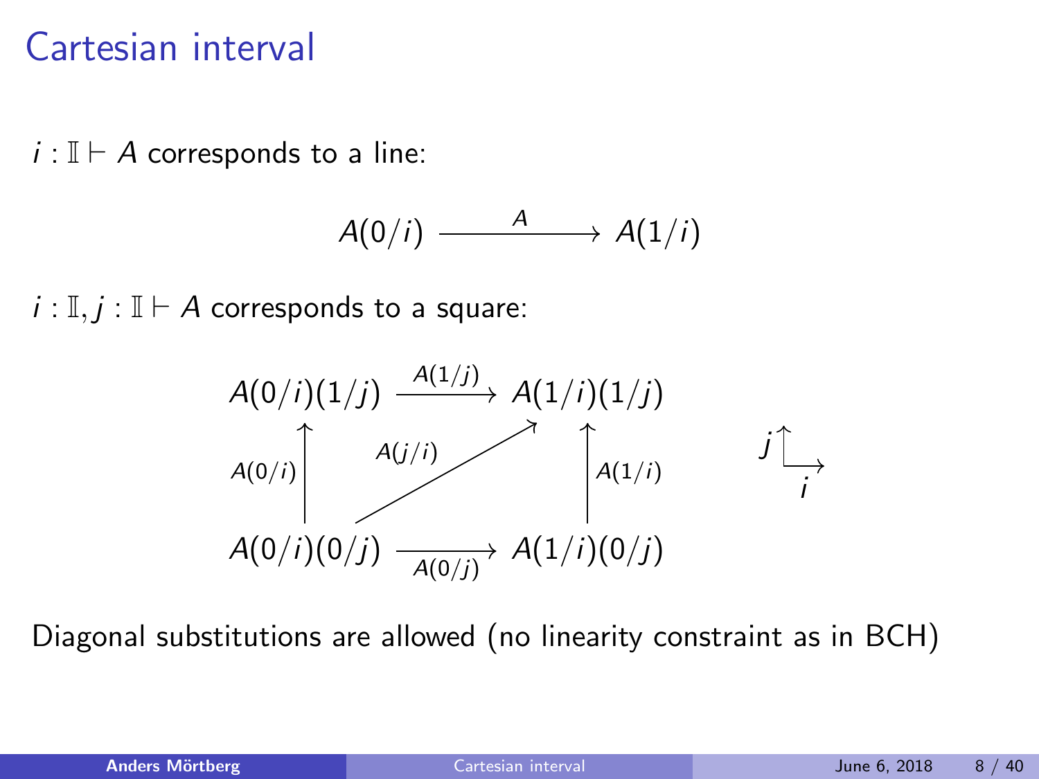# Cartesian interval

$i : \mathbb{I} \vdash A$ corresponds to a line:

$$A(0/i) \xrightarrow{\quad A \quad} A(1/i)$$

$i : \mathbb{I}, j : \mathbb{I} \vdash A$ corresponds to a square:

$$
\begin{array}{ccc}
A(0/i)(1/j) & \xrightarrow{A(1/j)} & A(1/i)(1/j) \\
{\scriptstyle A(0/i)} \uparrow & \nearrow {\scriptstyle A(j/i)} & \uparrow {\scriptstyle A(1/i)} \\
A(0/i)(0/j) & \xrightarrow[A(0/j)]{} & A(1/i)(0/j)
\end{array}
$$

Diagonal substitutions are allowed (no linearity constraint as in BCH)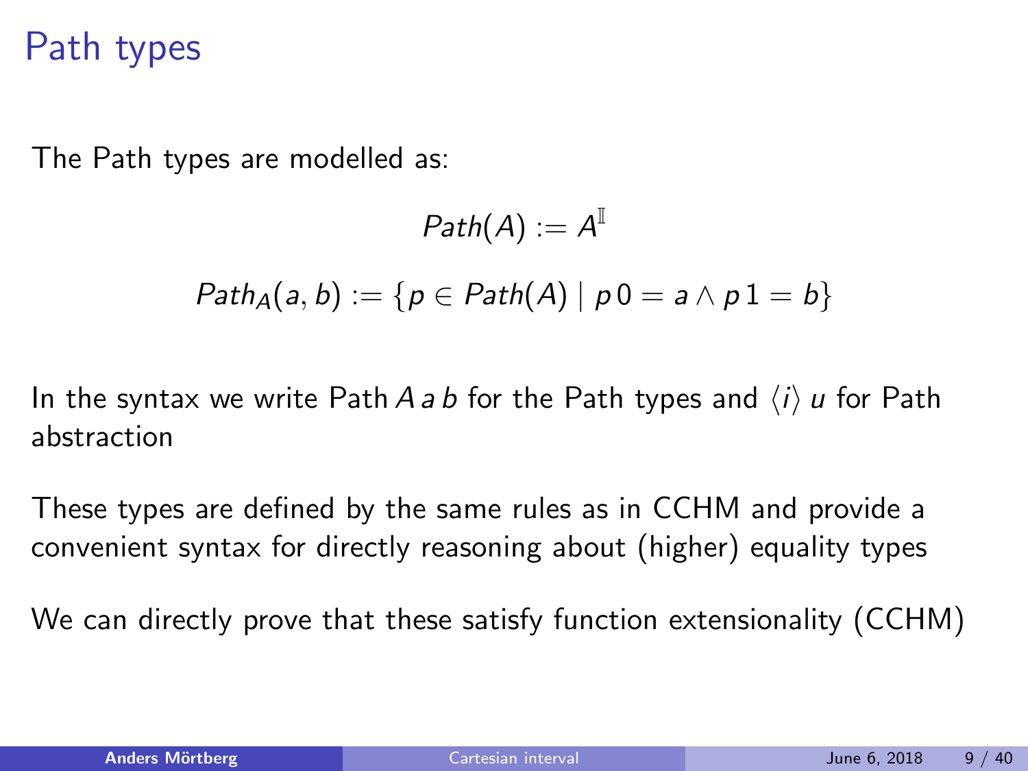# Path types

The Path types are modelled as:

$$Path(A) := A^{\mathbb{I}}$$

$$Path_A(a, b) := \{p \in Path(A) \mid p\,0 = a \wedge p\,1 = b\}$$

In the syntax we write Path $A\,a\,b$ for the Path types and $\langle i \rangle\, u$ for Path abstraction

These types are defined by the same rules as in CCHM and provide a convenient syntax for directly reasoning about (higher) equality types

We can directly prove that these satisfy function extensionality (CCHM)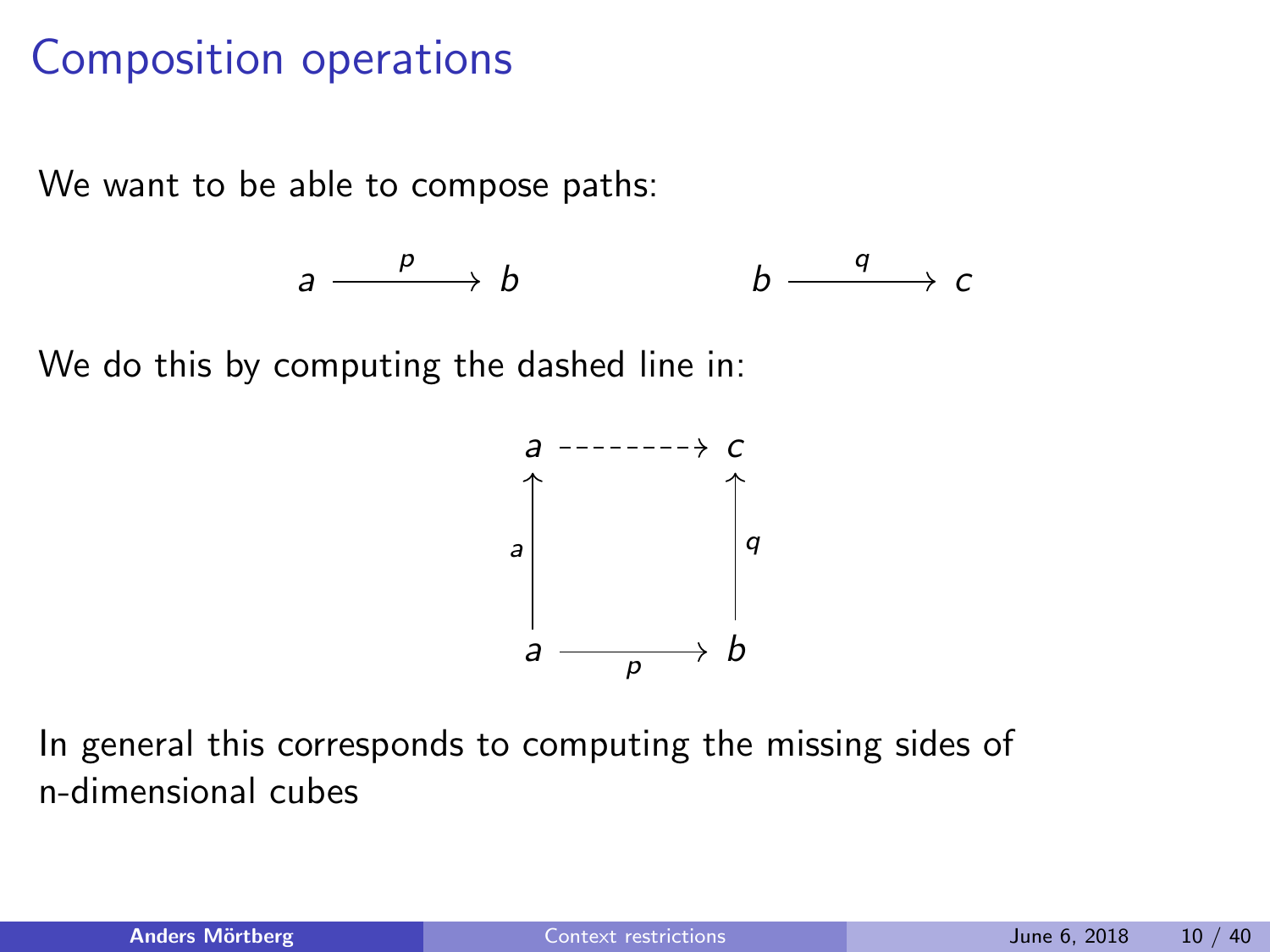# Composition operations

We want to be able to compose paths:

$$a \xrightarrow{\quad p \quad} b \qquad\qquad b \xrightarrow{\quad q \quad} c$$

We do this by computing the dashed line in:

$$\begin{array}{ccc} a & \dashrightarrow & c \\ {\scriptstyle a}\uparrow & & \uparrow{\scriptstyle q} \\ a & \xrightarrow[p]{} & b \end{array}$$

In general this corresponds to computing the missing sides of n-dimensional cubes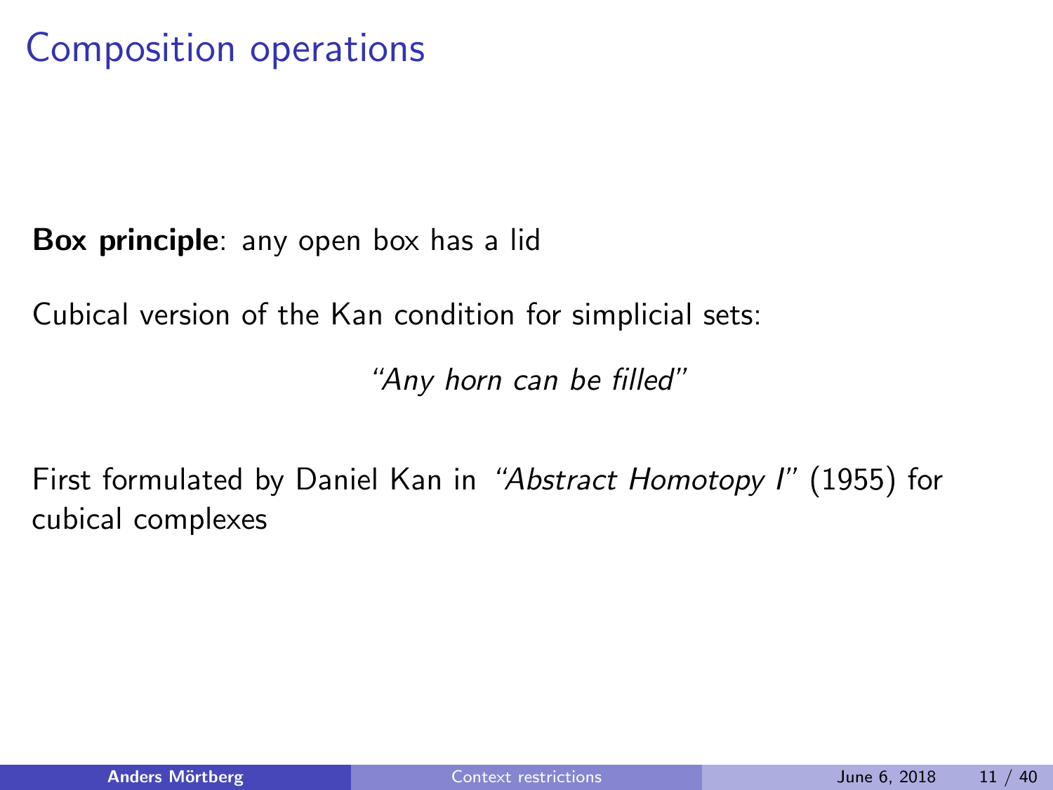# Composition operations

**Box principle**: any open box has a lid

Cubical version of the Kan condition for simplicial sets:

*"Any horn can be filled"*

First formulated by Daniel Kan in *"Abstract Homotopy I"* (1955) for cubical complexes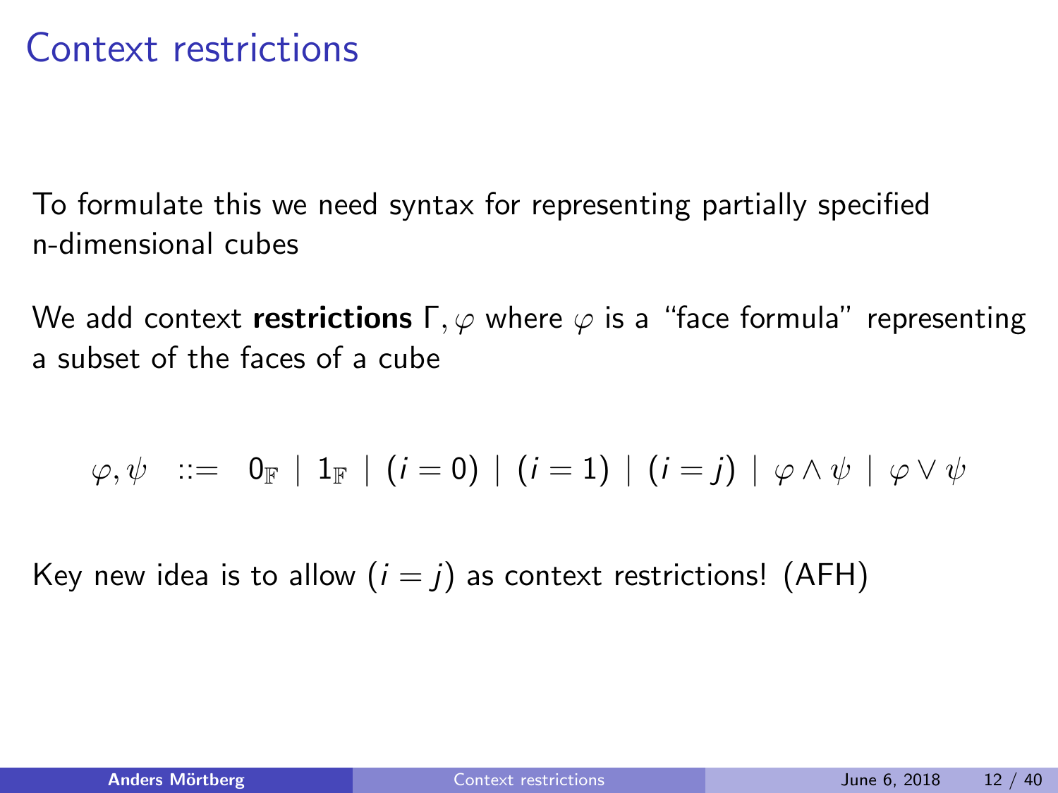# Context restrictions

To formulate this we need syntax for representing partially specified n-dimensional cubes

We add context **restrictions** $\Gamma, \varphi$ where $\varphi$ is a "face formula" representing a subset of the faces of a cube

$$\varphi, \psi \quad ::= \quad 0_{\mathbb{F}} \mid 1_{\mathbb{F}} \mid (i = 0) \mid (i = 1) \mid (i = j) \mid \varphi \wedge \psi \mid \varphi \vee \psi$$

Key new idea is to allow $(i = j)$ as context restrictions! (AFH)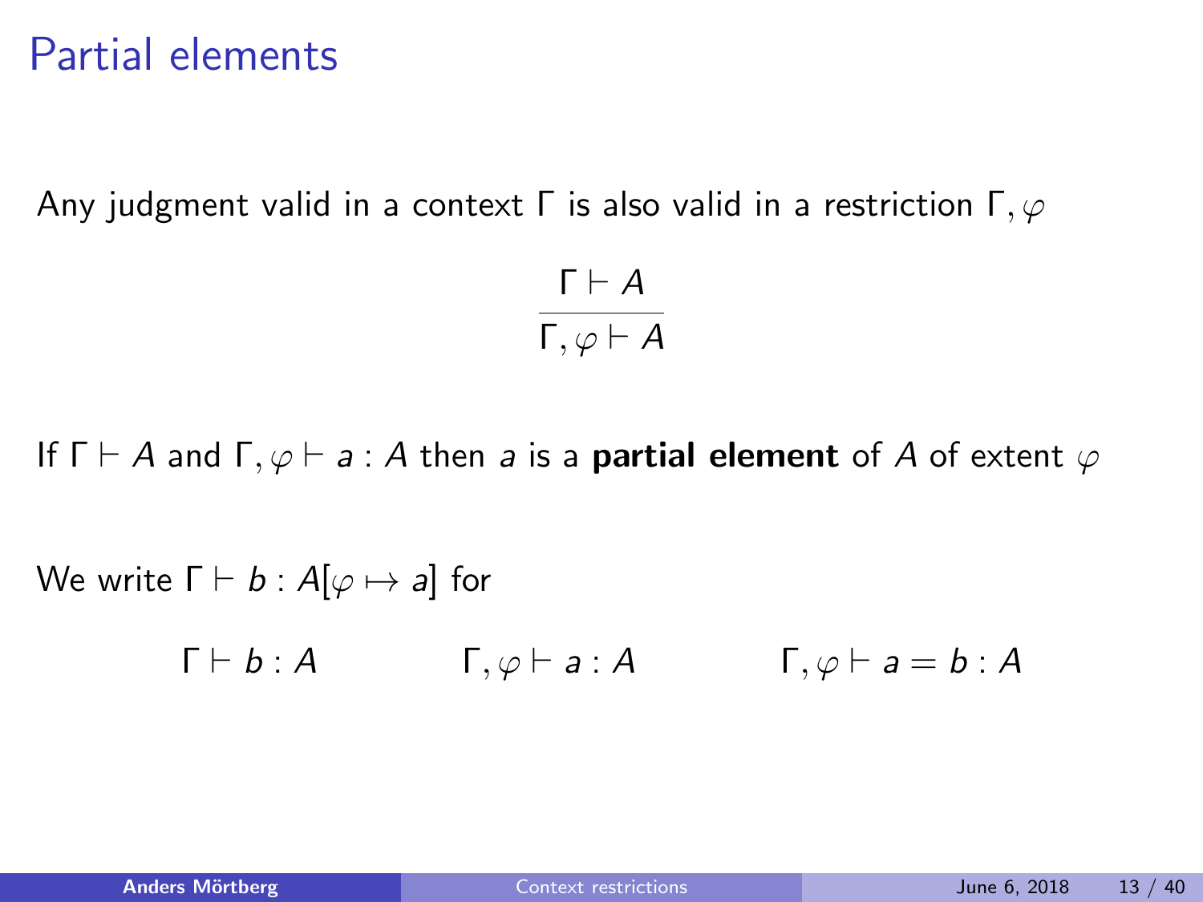# Partial elements

Any judgment valid in a context $\Gamma$ is also valid in a restriction $\Gamma, \varphi$

$$\frac{\Gamma \vdash A}{\Gamma, \varphi \vdash A}$$

If $\Gamma \vdash A$ and $\Gamma, \varphi \vdash a : A$ then $a$ is a **partial element** of $A$ of extent $\varphi$

We write $\Gamma \vdash b : A[\varphi \mapsto a]$ for

$$\Gamma \vdash b : A \qquad\qquad \Gamma, \varphi \vdash a : A \qquad\qquad \Gamma, \varphi \vdash a = b : A$$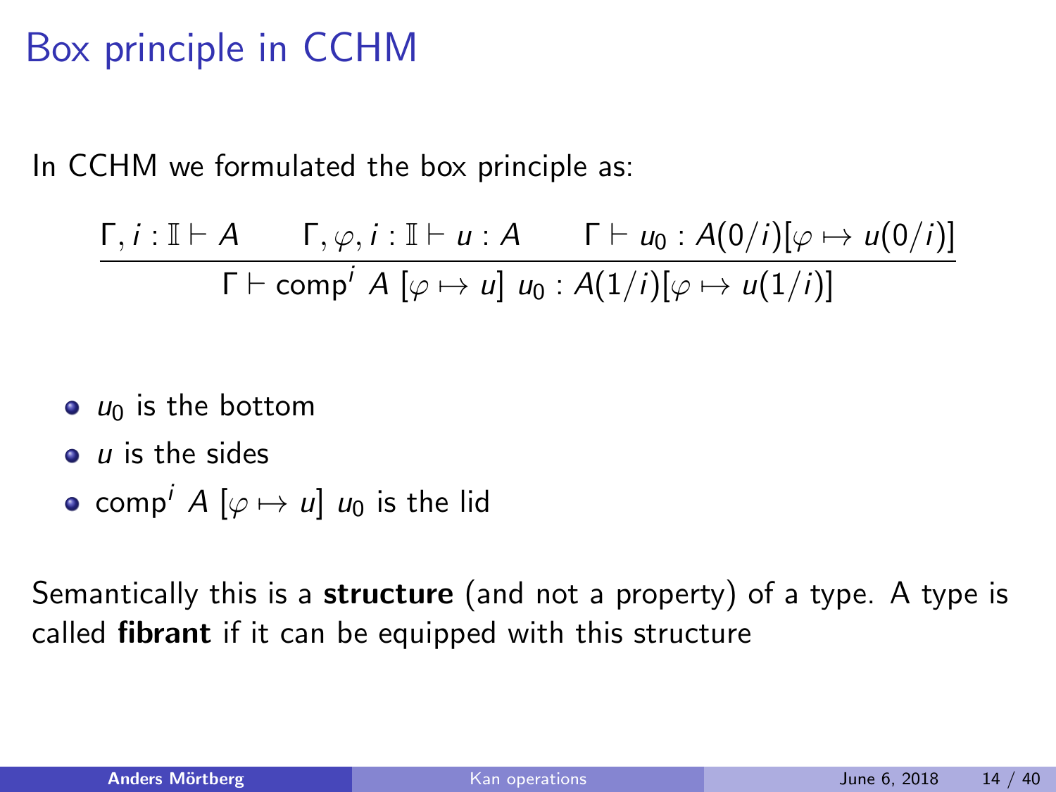# Box principle in CCHM

In CCHM we formulated the box principle as:

$$\frac{\Gamma, i : \mathbb{I} \vdash A \qquad \Gamma, \varphi, i : \mathbb{I} \vdash u : A \qquad \Gamma \vdash u_0 : A(0/i)[\varphi \mapsto u(0/i)]}{\Gamma \vdash \mathsf{comp}^i\ A\ [\varphi \mapsto u]\ u_0 : A(1/i)[\varphi \mapsto u(1/i)]}$$

- $u_0$ is the bottom
- $u$ is the sides
- $\mathsf{comp}^i\ A\ [\varphi \mapsto u]\ u_0$ is the lid

Semantically this is a **structure** (and not a property) of a type. A type is called **fibrant** if it can be equipped with this structure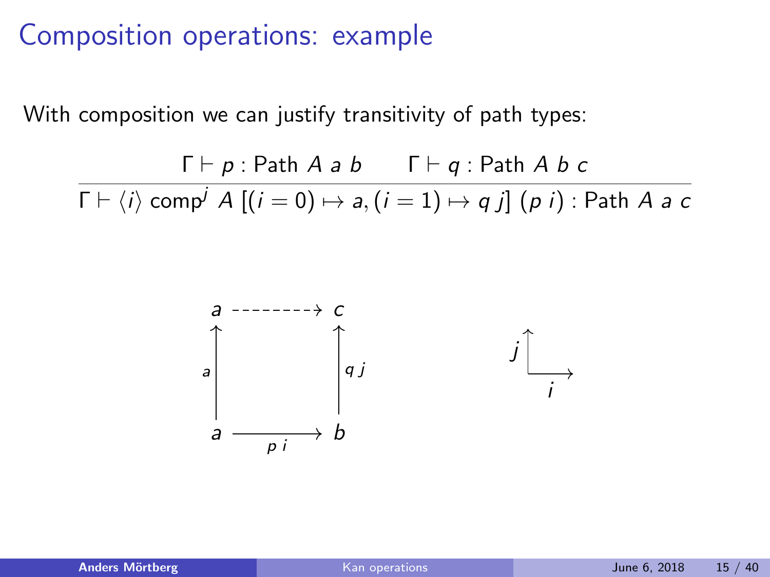# Composition operations: example

With composition we can justify transitivity of path types:

$$\frac{\Gamma \vdash p : \text{Path}\ A\ a\ b \qquad \Gamma \vdash q : \text{Path}\ A\ b\ c}{\Gamma \vdash \langle i \rangle\ \text{comp}^j\ A\ [(i = 0) \mapsto a, (i = 1) \mapsto q\ j]\ (p\ i) : \text{Path}\ A\ a\ c}$$

$$\begin{array}{ccc}
a & \dashrightarrow & c \\
{\scriptstyle a}\uparrow & & \uparrow{\scriptstyle q\ j} \\
a & \xrightarrow[p\ i]{} & b
\end{array}
\qquad\qquad
\begin{array}{l}
j \uparrow \\
\quad \xrightarrow[i]{}
\end{array}$$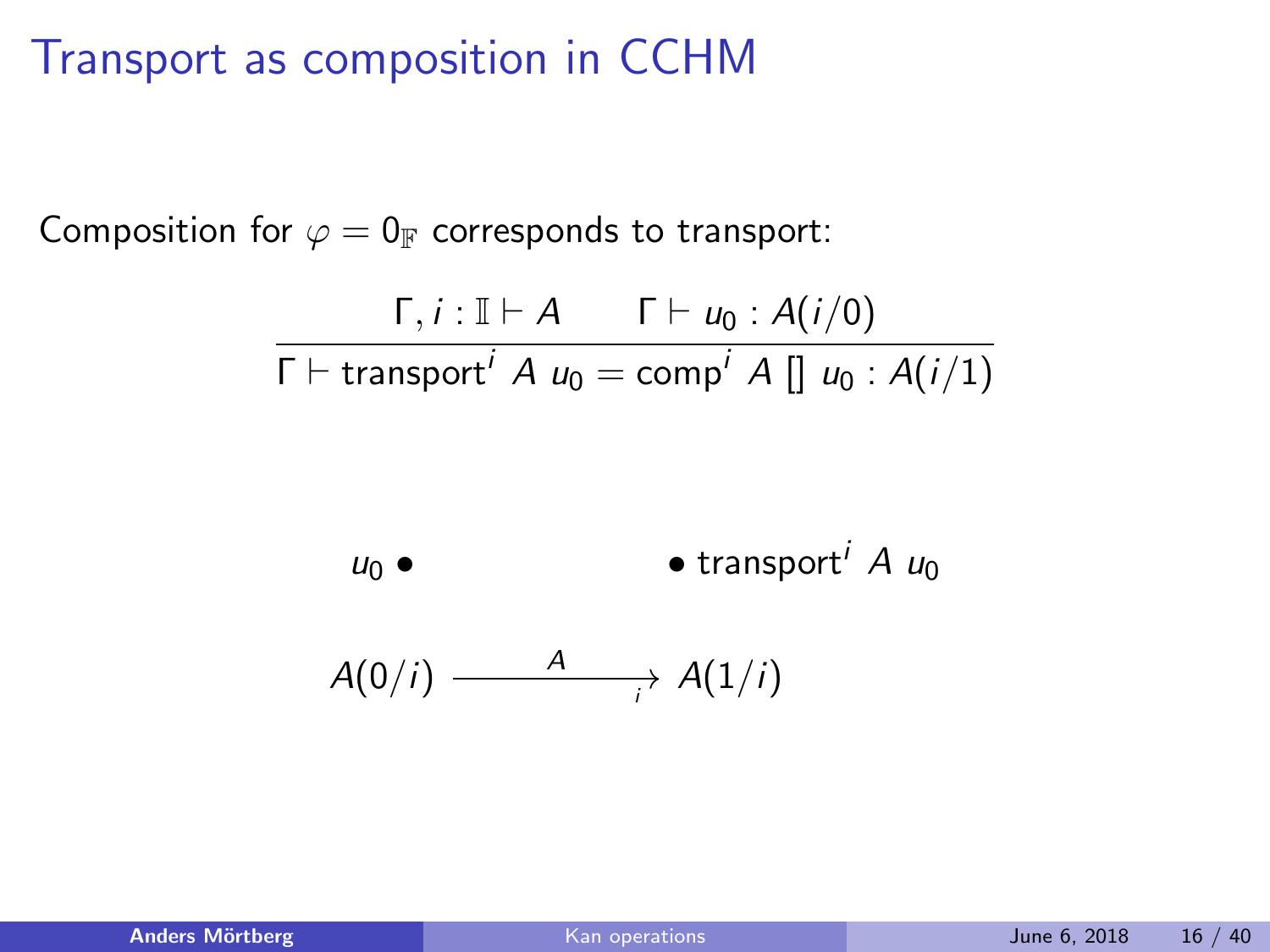# Transport as composition in CCHM

Composition for $\varphi = 0_{\mathbb{F}}$ corresponds to transport:

$$\frac{\Gamma, i : \mathbb{I} \vdash A \qquad \Gamma \vdash u_0 : A(i/0)}{\Gamma \vdash \mathsf{transport}^i\ A\ u_0 = \mathsf{comp}^i\ A\ []\ u_0 : A(i/1)}$$

$u_0 \bullet \qquad\qquad \bullet\ \mathsf{transport}^i\ A\ u_0$

$$A(0/i) \xrightarrow[i]{A} A(1/i)$$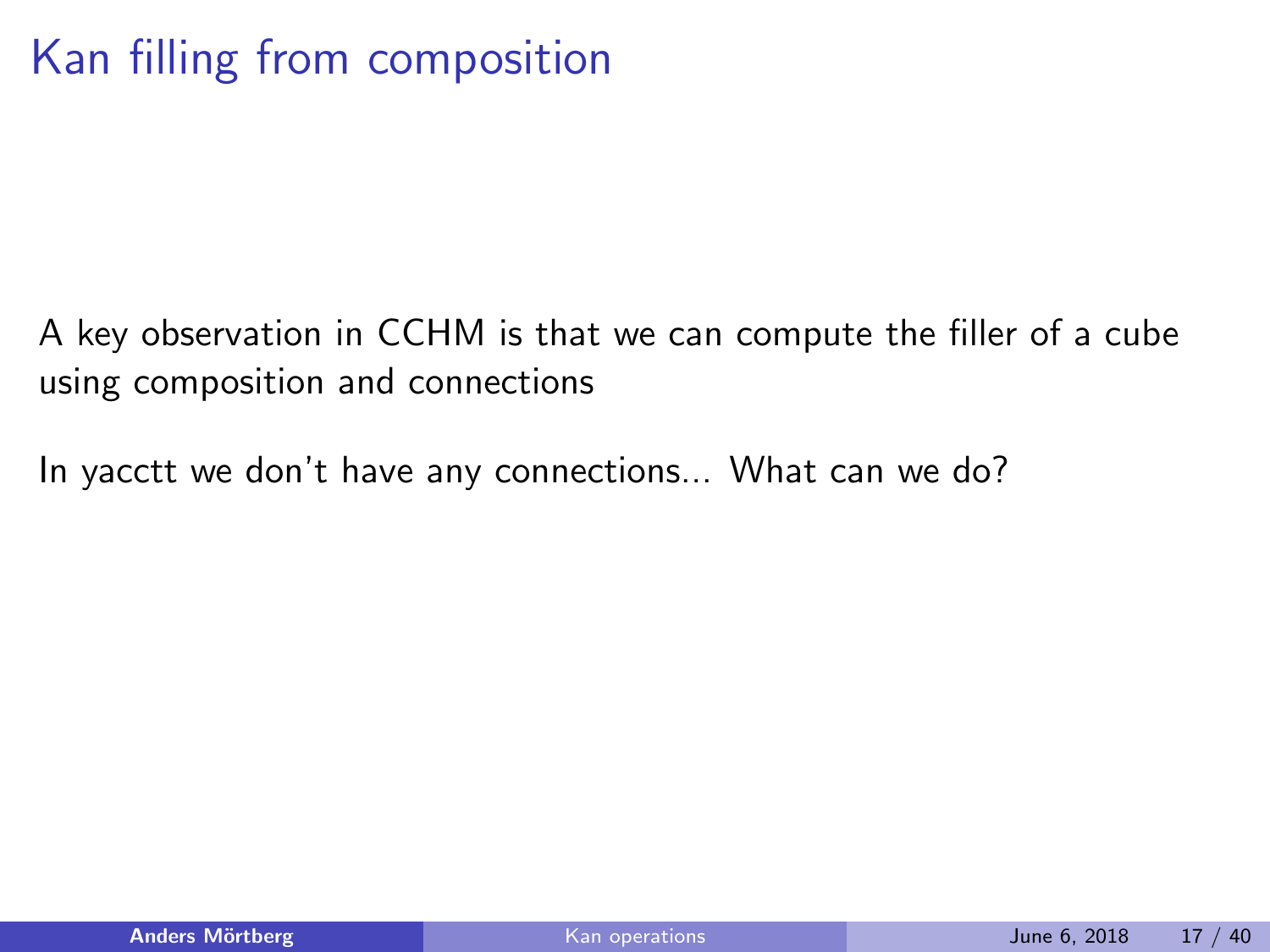# Kan filling from composition

A key observation in CCHM is that we can compute the filler of a cube using composition and connections

In yacctt we don't have any connections... What can we do?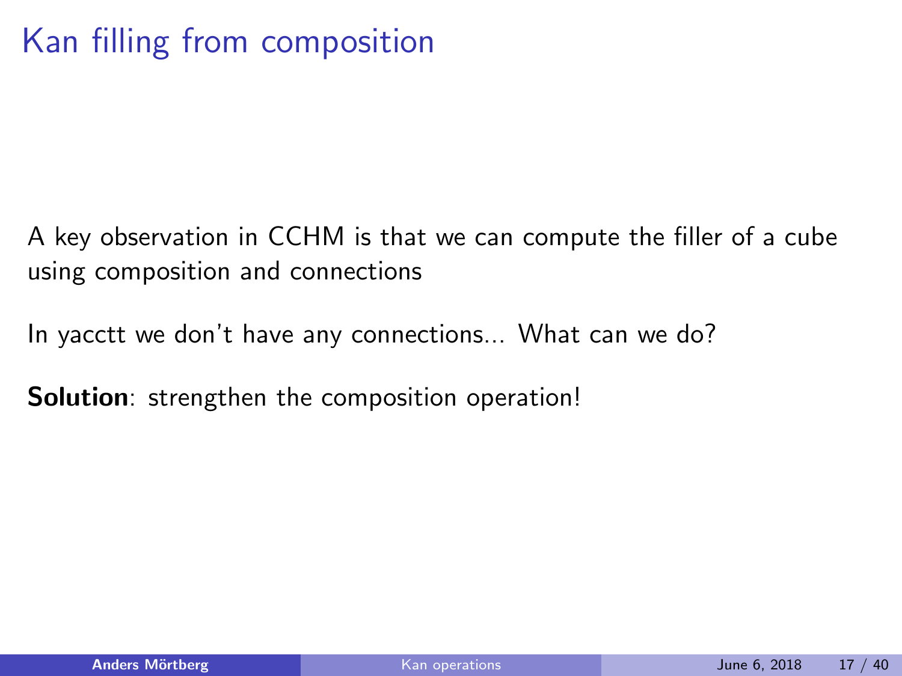# Kan filling from composition

A key observation in CCHM is that we can compute the filler of a cube using composition and connections

In yacctt we don't have any connections... What can we do?

**Solution**: strengthen the composition operation!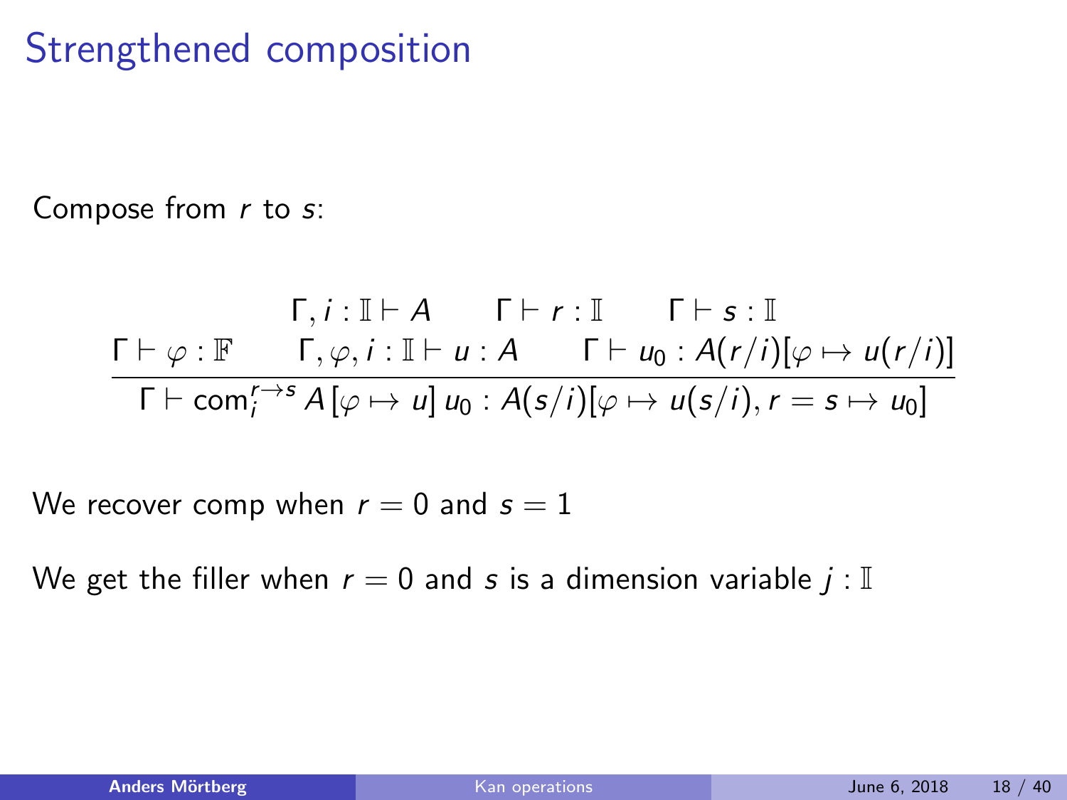# Strengthened composition

Compose from $r$ to $s$:

$$\frac{\begin{array}{c}\Gamma, i : \mathbb{I} \vdash A \qquad \Gamma \vdash r : \mathbb{I} \qquad \Gamma \vdash s : \mathbb{I} \\ \Gamma \vdash \varphi : \mathbb{F} \qquad \Gamma, \varphi, i : \mathbb{I} \vdash u : A \qquad \Gamma \vdash u_0 : A(r/i)[\varphi \mapsto u(r/i)]\end{array}}{\Gamma \vdash \mathsf{com}_i^{r \to s} \, A \, [\varphi \mapsto u] \, u_0 : A(s/i)[\varphi \mapsto u(s/i), r = s \mapsto u_0]}$$

We recover comp when $r = 0$ and $s = 1$

We get the filler when $r = 0$ and $s$ is a dimension variable $j : \mathbb{I}$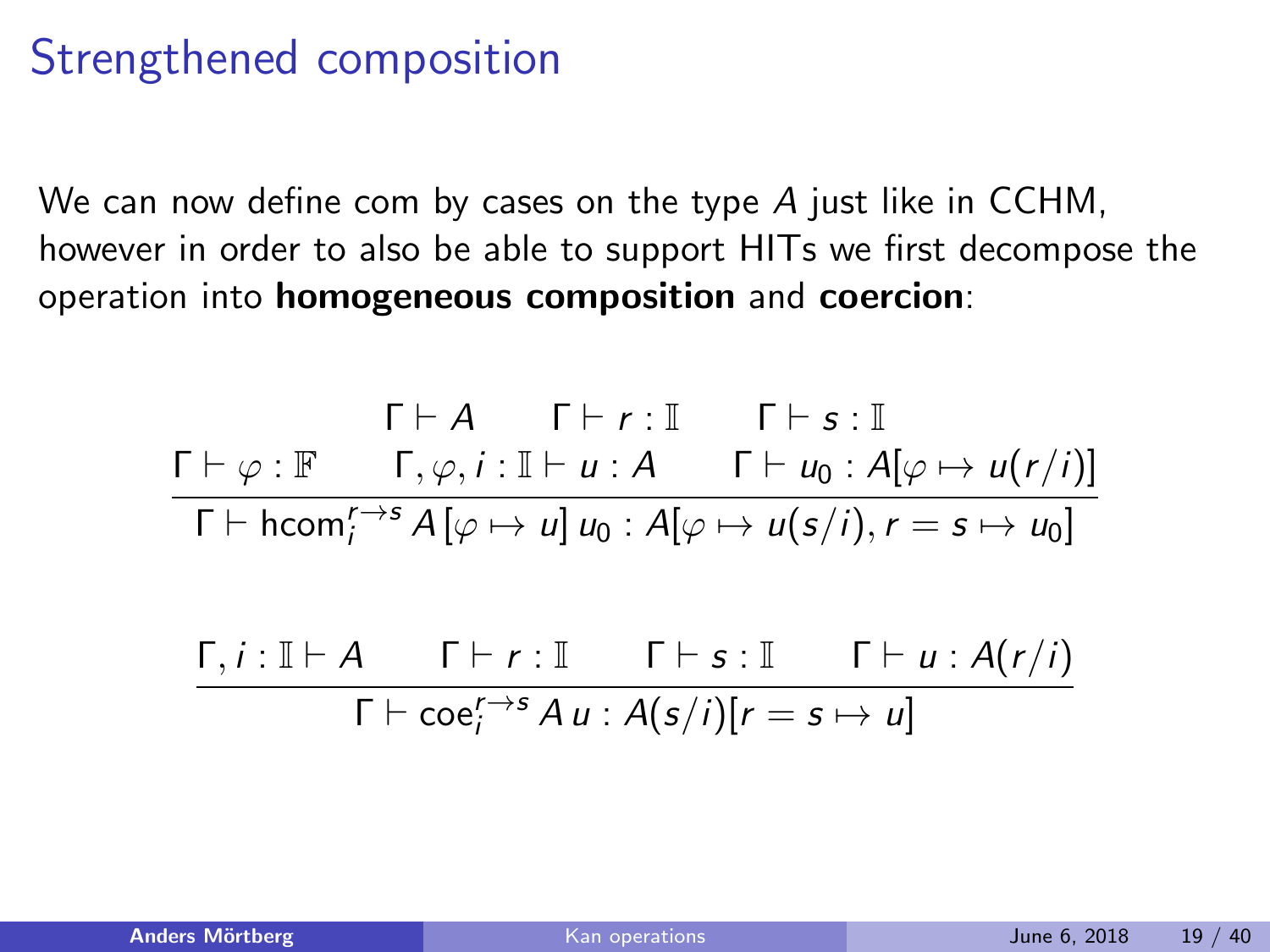# Strengthened composition

We can now define com by cases on the type $A$ just like in CCHM, however in order to also be able to support HITs we first decompose the operation into **homogeneous composition** and **coercion**:

$$\frac{\begin{array}{ccc} \Gamma \vdash A & \Gamma \vdash r : \mathbb{I} & \Gamma \vdash s : \mathbb{I} \\ \Gamma \vdash \varphi : \mathbb{F} & \Gamma, \varphi, i : \mathbb{I} \vdash u : A & \Gamma \vdash u_0 : A[\varphi \mapsto u(r/i)] \end{array}}{\Gamma \vdash \mathsf{hcom}_i^{r \to s}\, A\, [\varphi \mapsto u]\, u_0 : A[\varphi \mapsto u(s/i), r = s \mapsto u_0]}$$

$$\frac{\Gamma, i : \mathbb{I} \vdash A \qquad \Gamma \vdash r : \mathbb{I} \qquad \Gamma \vdash s : \mathbb{I} \qquad \Gamma \vdash u : A(r/i)}{\Gamma \vdash \mathsf{coe}_i^{r \to s}\, A\, u : A(s/i)[r = s \mapsto u]}$$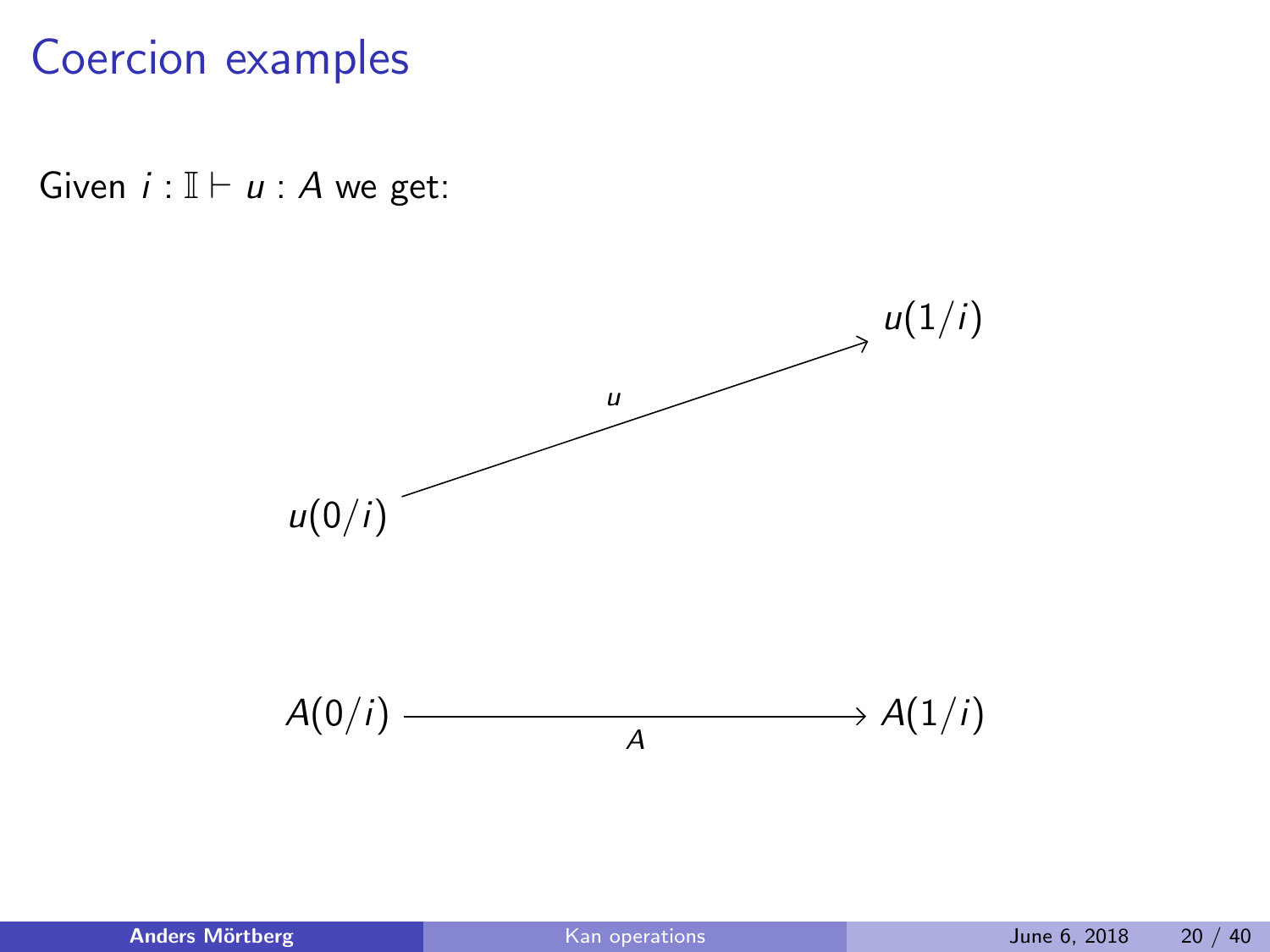# Coercion examples

Given $i : \mathbb{I} \vdash u : A$ we get:

$$u(0/i) \xrightarrow{\quad u \quad} u(1/i)$$

$$A(0/i) \xrightarrow[\quad A \quad]{} A(1/i)$$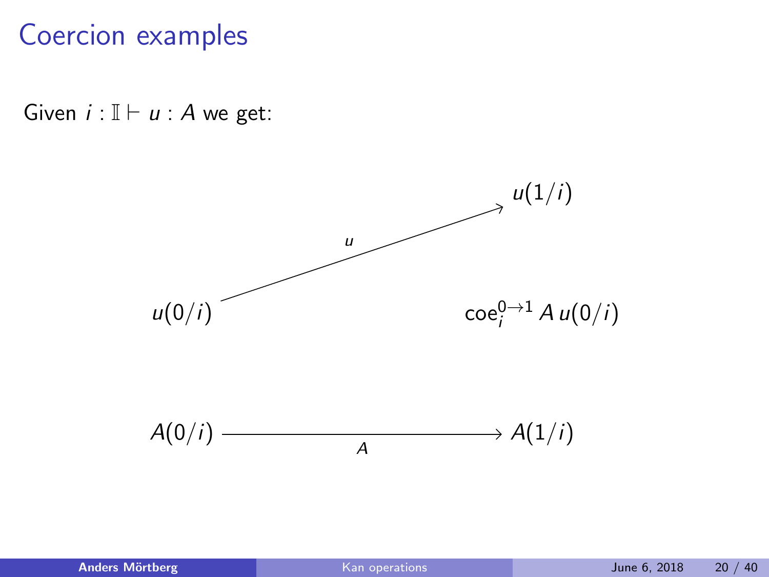# Coercion examples

Given $i : \mathbb{I} \vdash u : A$ we get:

$$u(0/i) \xrightarrow{\quad u \quad} u(1/i)$$

$$\mathsf{coe}_i^{0 \to 1}\, A\, u(0/i)$$

$$A(0/i) \xrightarrow[\quad A \quad]{} A(1/i)$$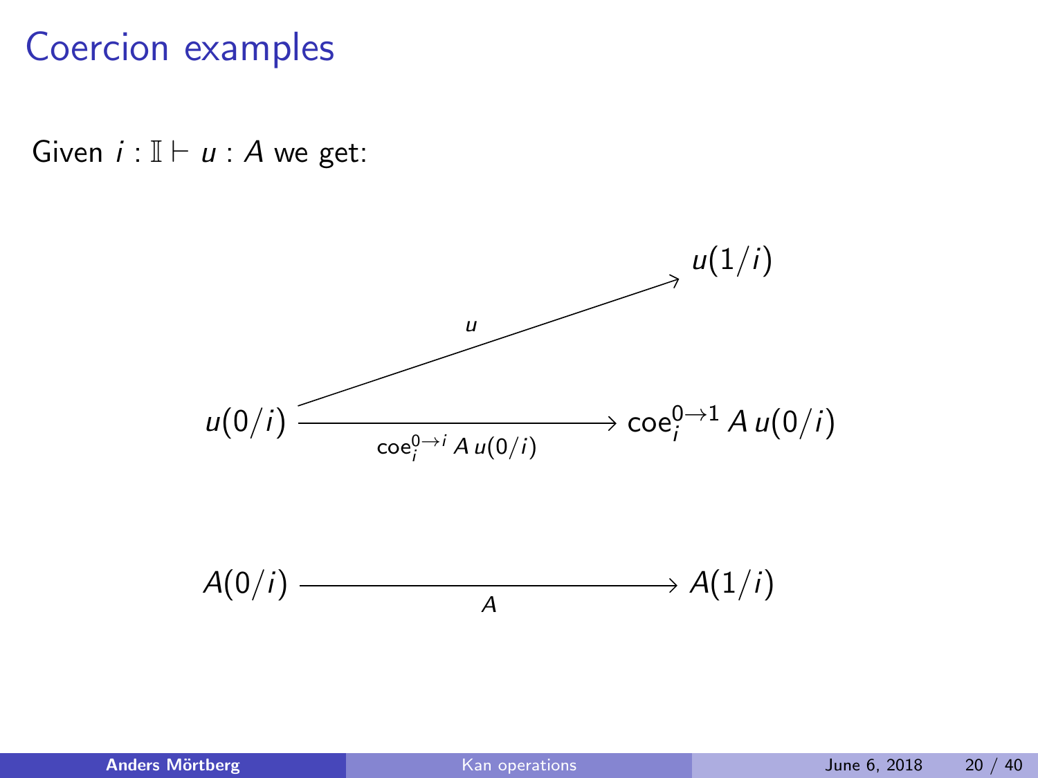# Coercion examples

Given $i : \mathbb{I} \vdash u : A$ we get:

$$u(0/i) \xrightarrow{u} u(1/i)$$

$$u(0/i) \xrightarrow[\mathsf{coe}_i^{0\to i}\, A\, u(0/i)]{} \mathsf{coe}_i^{0\to 1}\, A\, u(0/i)$$

$$A(0/i) \xrightarrow[A]{} A(1/i)$$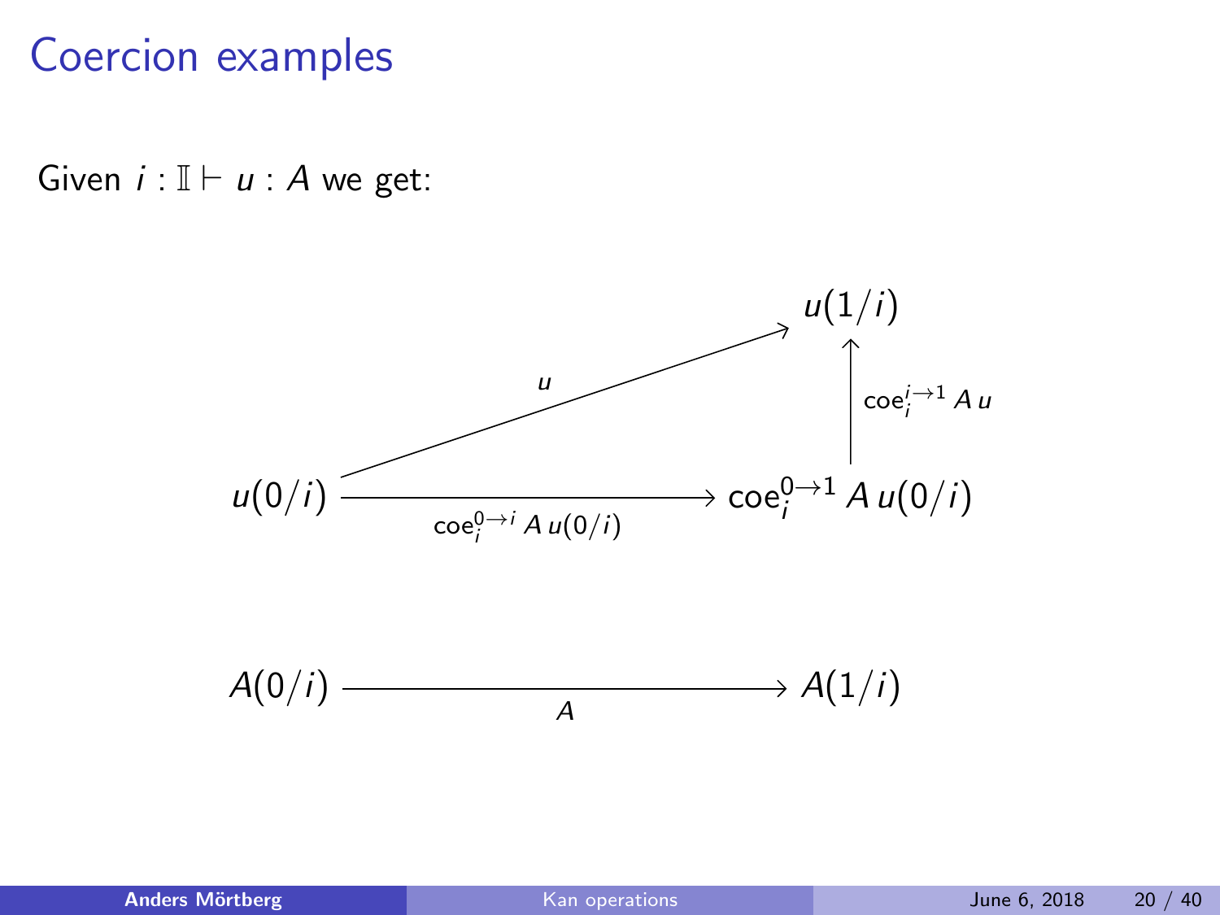# Coercion examples

Given $i : \mathbb{I} \vdash u : A$ we get:

$$
\begin{array}{ccc}
 & & u(1/i) \\
 & \overset{u}{\nearrow} & \uparrow \scriptstyle{\mathsf{coe}_i^{i \to 1}\, A\, u} \\
u(0/i) & \xrightarrow[\mathsf{coe}_i^{0 \to i}\, A\, u(0/i)]{} & \mathsf{coe}_i^{0 \to 1}\, A\, u(0/i)
\end{array}
$$

$$
A(0/i) \xrightarrow[A]{} A(1/i)
$$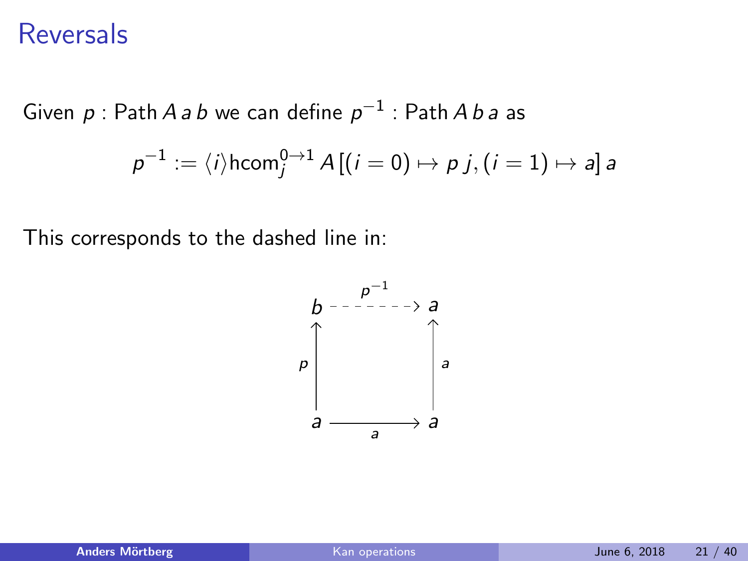# Reversals

Given $p : \mathsf{Path}\, A\, a\, b$ we can define $p^{-1} : \mathsf{Path}\, A\, b\, a$ as

$$p^{-1} := \langle i \rangle \mathsf{hcom}_j^{0 \to 1}\, A\, [(i = 0) \mapsto p\, j, (i = 1) \mapsto a]\, a$$

This corresponds to the dashed line in:

$$\begin{array}{ccc}
b & \overset{p^{-1}}{\dashrightarrow} & a \\
{\scriptstyle p}\uparrow & & \uparrow{\scriptstyle a} \\
a & \underset{a}{\longrightarrow} & a
\end{array}$$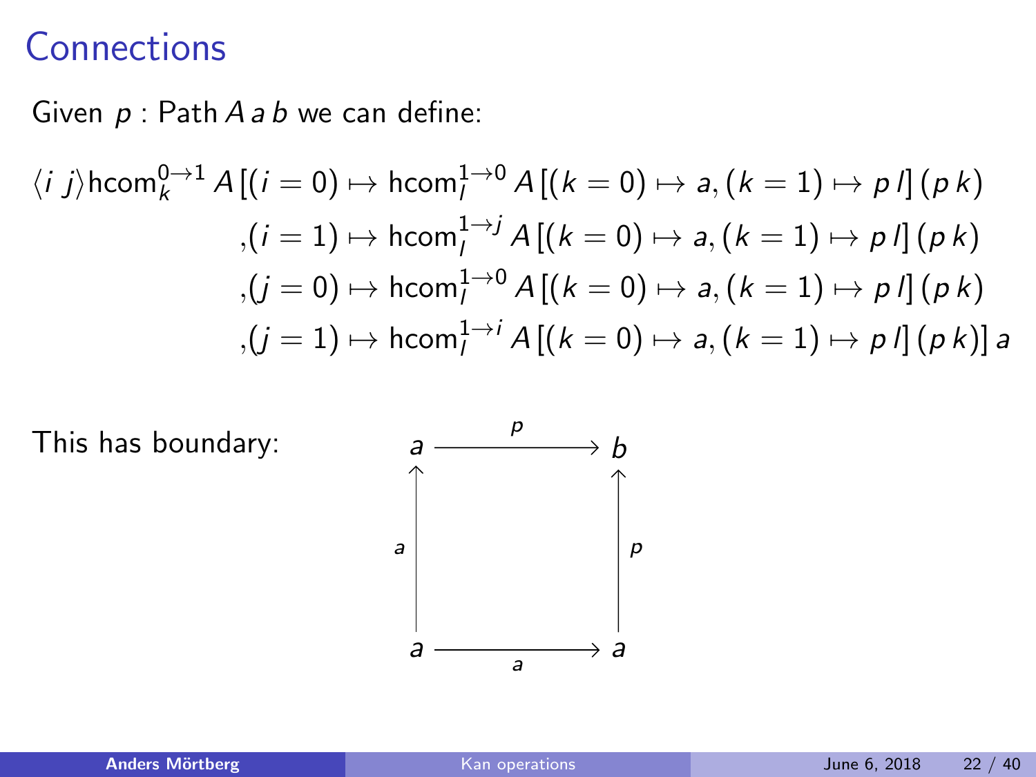# Connections

Given $p : \text{Path}\, A\, a\, b$ we can define:

$$
\begin{aligned}
\langle i\ j \rangle \text{hcom}_k^{0\to 1}\, A\, [(i = 0) &\mapsto \text{hcom}_l^{1\to 0}\, A\, [(k = 0) \mapsto a, (k = 1) \mapsto p\, l]\, (p\, k) \\
,(i = 1) &\mapsto \text{hcom}_l^{1\to j}\, A\, [(k = 0) \mapsto a, (k = 1) \mapsto p\, l]\, (p\, k) \\
,(j = 0) &\mapsto \text{hcom}_l^{1\to 0}\, A\, [(k = 0) \mapsto a, (k = 1) \mapsto p\, l]\, (p\, k) \\
,(j = 1) &\mapsto \text{hcom}_l^{1\to i}\, A\, [(k = 0) \mapsto a, (k = 1) \mapsto p\, l]\, (p\, k)]\, a
\end{aligned}
$$

This has boundary:

$$
\begin{array}{ccc}
a & \xrightarrow{\quad p \quad} & b \\
\uparrow {\scriptstyle a} & & \uparrow {\scriptstyle p} \\
a & \xrightarrow[\quad a \quad]{} & a
\end{array}
$$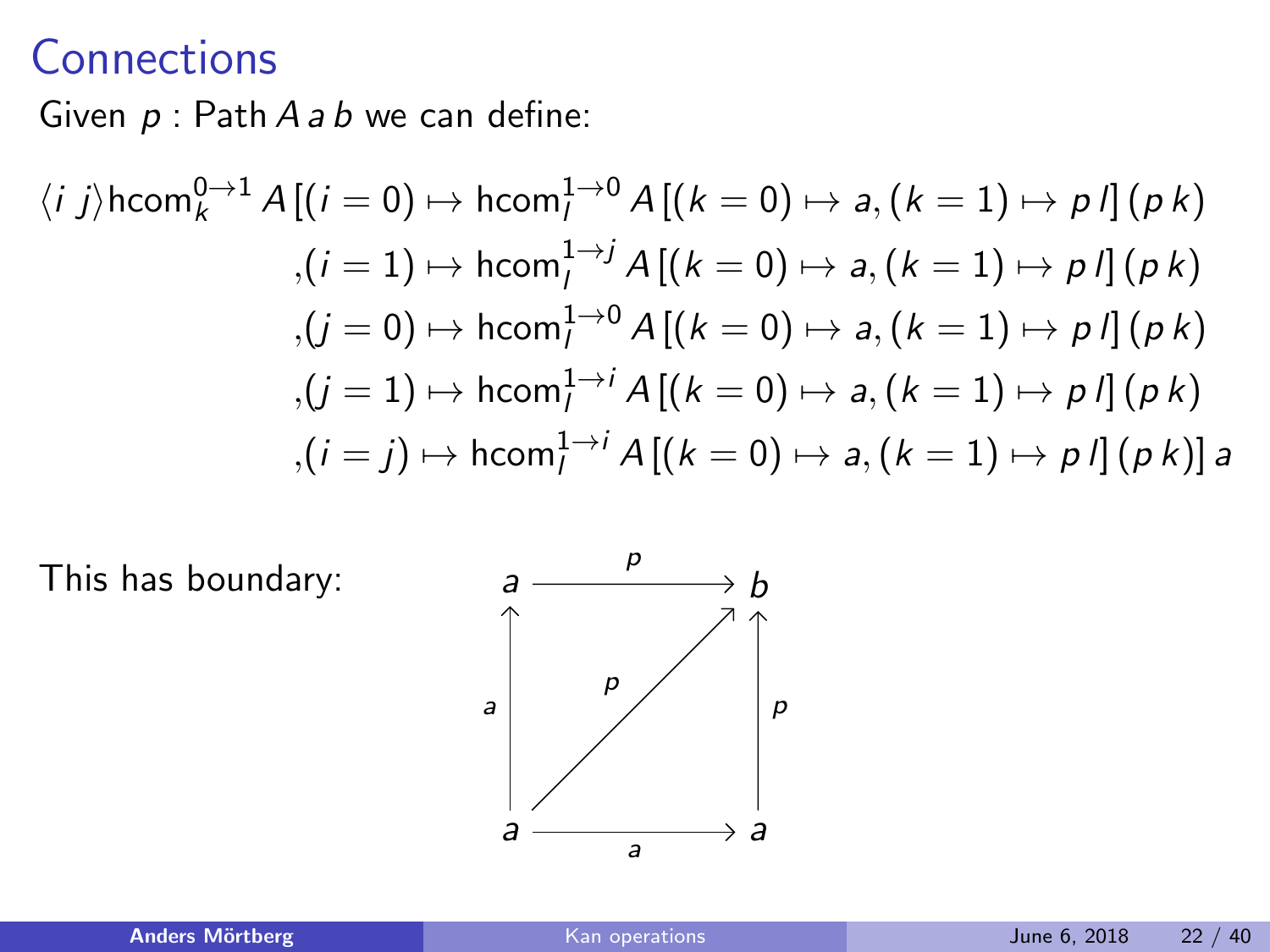# Connections

Given $p : \text{Path}\, A\, a\, b$ we can define:

$$
\begin{aligned}
\langle i\ j \rangle \text{hcom}_k^{0 \to 1}\, A\, [(i = 0) &\mapsto \text{hcom}_l^{1 \to 0}\, A\, [(k = 0) \mapsto a, (k = 1) \mapsto p\, l]\, (p\, k) \\
,(i = 1) &\mapsto \text{hcom}_l^{1 \to j}\, A\, [(k = 0) \mapsto a, (k = 1) \mapsto p\, l]\, (p\, k) \\
,(j = 0) &\mapsto \text{hcom}_l^{1 \to 0}\, A\, [(k = 0) \mapsto a, (k = 1) \mapsto p\, l]\, (p\, k) \\
,(j = 1) &\mapsto \text{hcom}_l^{1 \to i}\, A\, [(k = 0) \mapsto a, (k = 1) \mapsto p\, l]\, (p\, k) \\
,(i = j) &\mapsto \text{hcom}_l^{1 \to i}\, A\, [(k = 0) \mapsto a, (k = 1) \mapsto p\, l]\, (p\, k)]\, a
\end{aligned}
$$

This has boundary:

$$
\begin{array}{ccc}
a & \xrightarrow{\quad p \quad} & b \\
{\scriptstyle a}\uparrow & \nearrow^{p} & \uparrow{\scriptstyle p} \\
a & \xrightarrow[\quad a \quad]{} & a
\end{array}
$$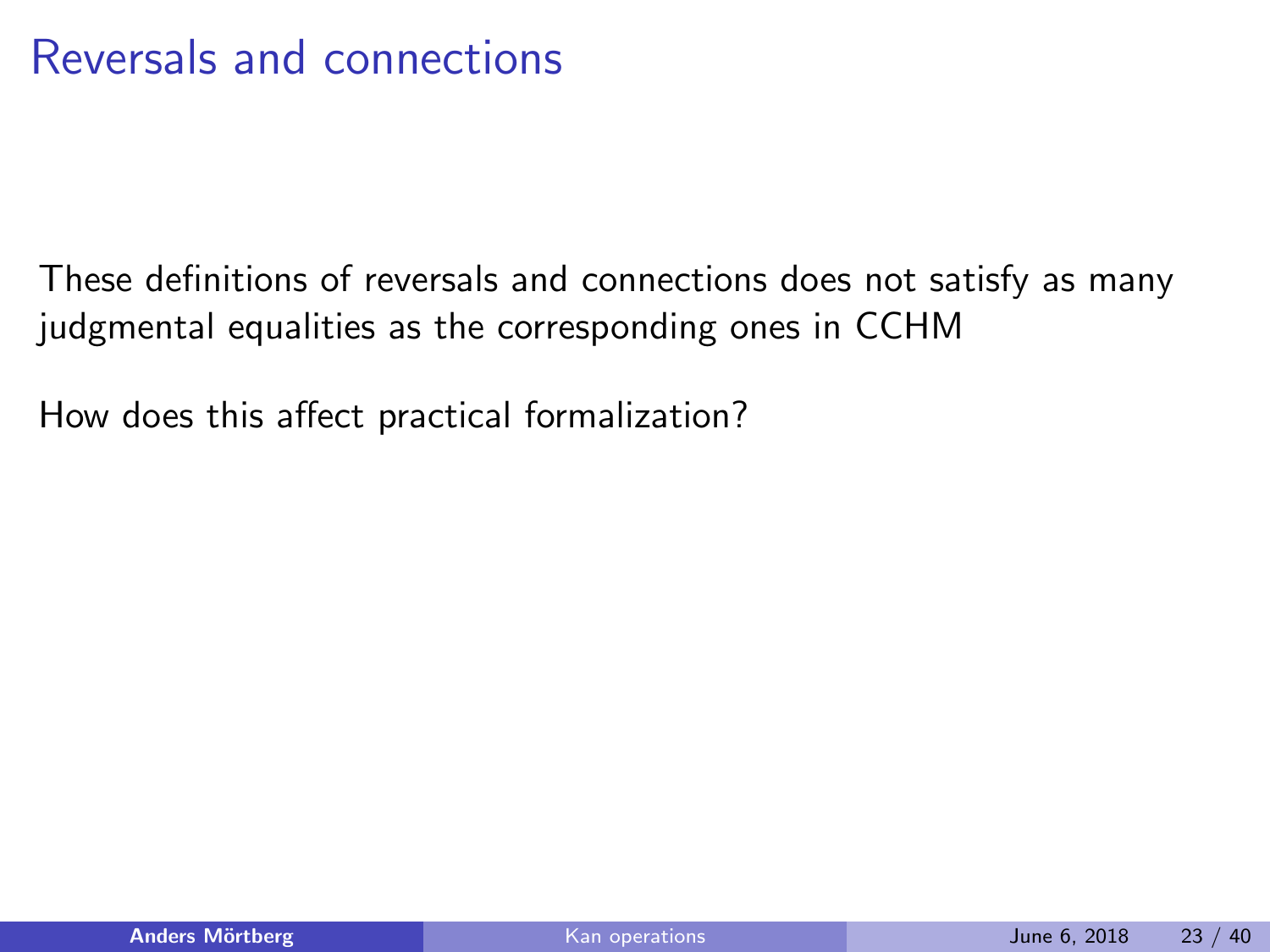# Reversals and connections

These definitions of reversals and connections does not satisfy as many judgmental equalities as the corresponding ones in CCHM

How does this affect practical formalization?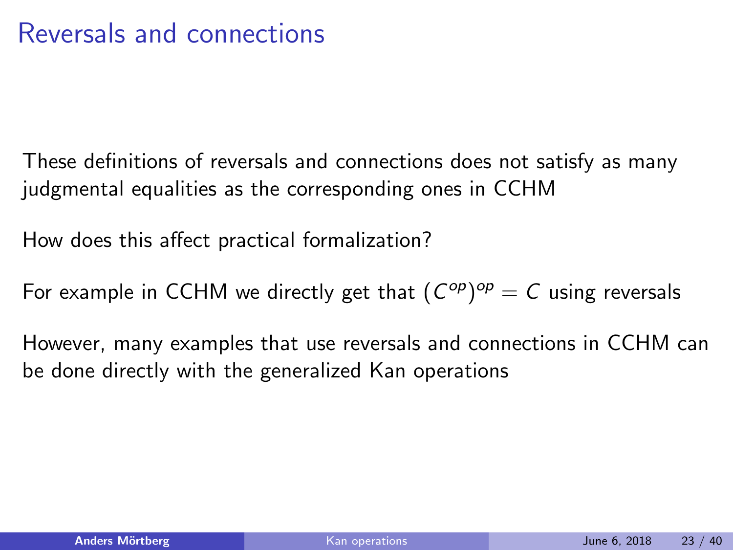# Reversals and connections

These definitions of reversals and connections does not satisfy as many judgmental equalities as the corresponding ones in CCHM

How does this affect practical formalization?

For example in CCHM we directly get that $(C^{op})^{op} = C$ using reversals

However, many examples that use reversals and connections in CCHM can be done directly with the generalized Kan operations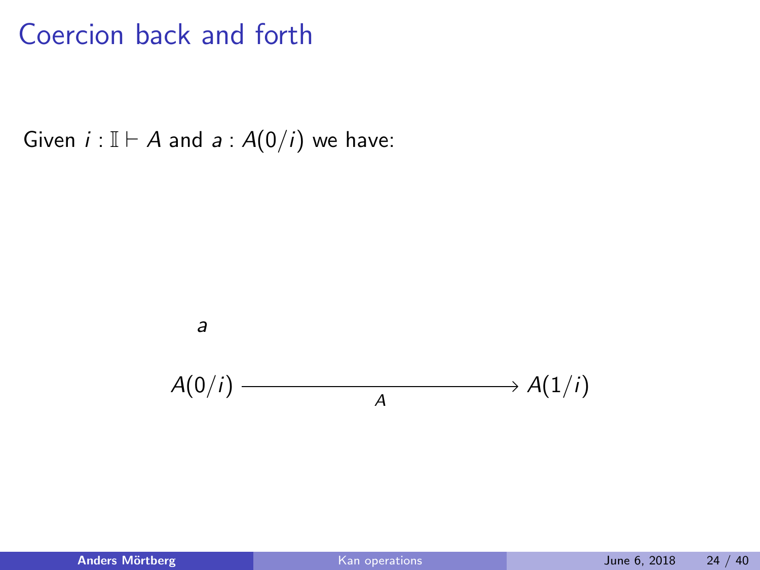# Coercion back and forth

Given $i : \mathbb{I} \vdash A$ and $a : A(0/i)$ we have:

$$a$$

$$A(0/i) \xrightarrow[A]{\hspace{6em}} A(1/i)$$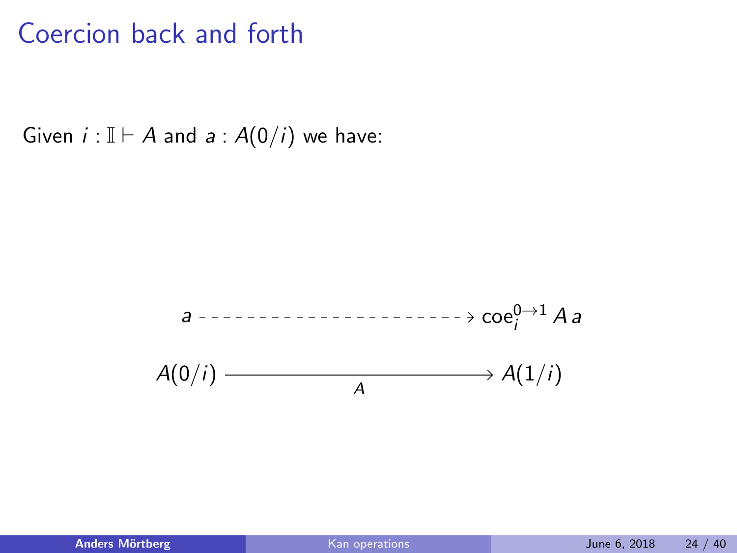# Coercion back and forth

Given $i : \mathbb{I} \vdash A$ and $a : A(0/i)$ we have:

$$
\begin{array}{ccc}
a & \dashrightarrow & \mathsf{coe}_i^{0 \to 1}\, A\, a \\
A(0/i) & \xrightarrow[A]{\hspace{6em}} & A(1/i)
\end{array}
$$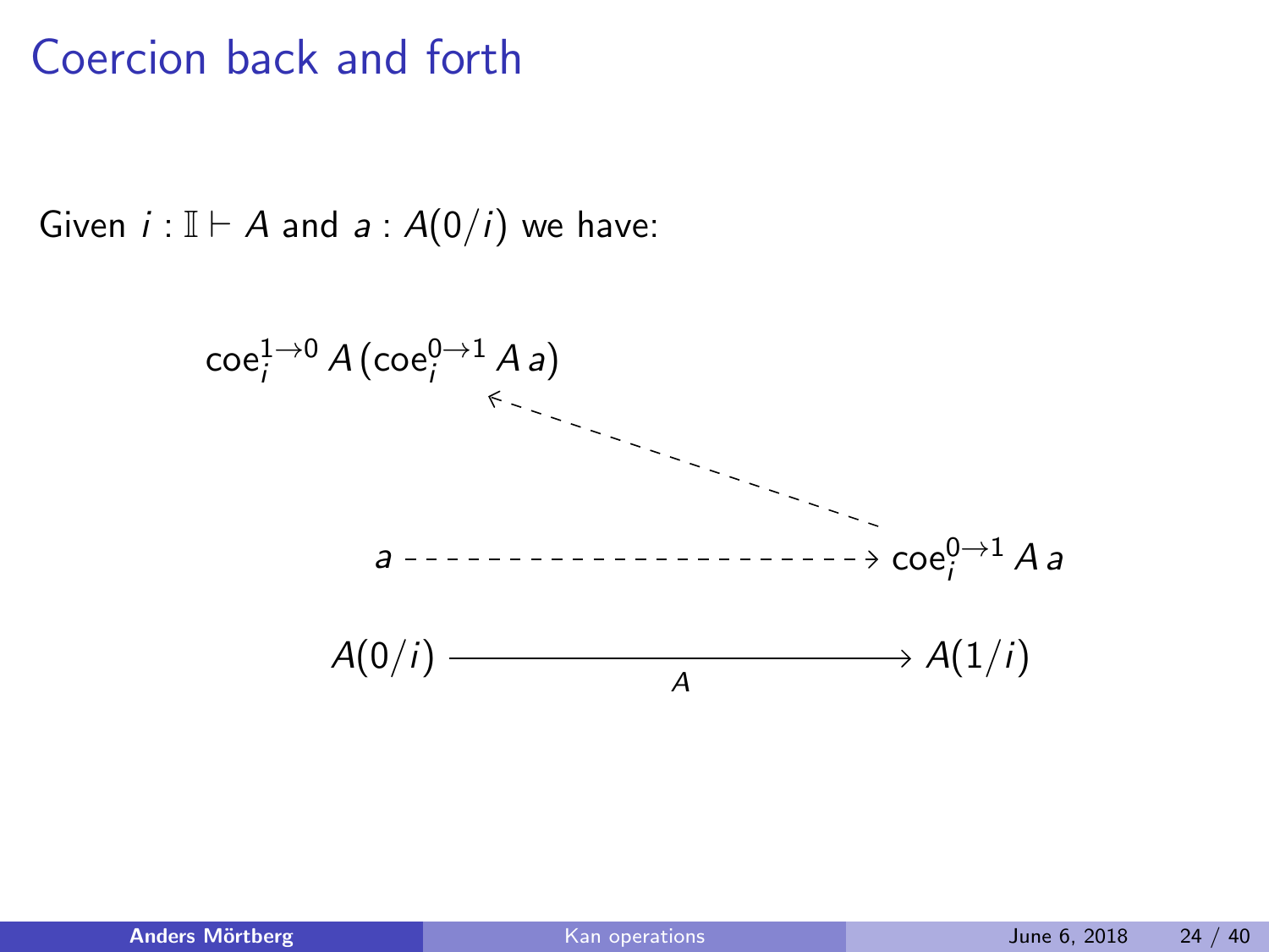# Coercion back and forth

Given $i : \mathbb{I} \vdash A$ and $a : A(0/i)$ we have:

$$\mathsf{coe}_i^{1\to 0}\, A\, (\mathsf{coe}_i^{0\to 1}\, A\, a)$$

$$a \dashrightarrow \mathsf{coe}_i^{0\to 1}\, A\, a$$

$$A(0/i) \xrightarrow{\quad A \quad} A(1/i)$$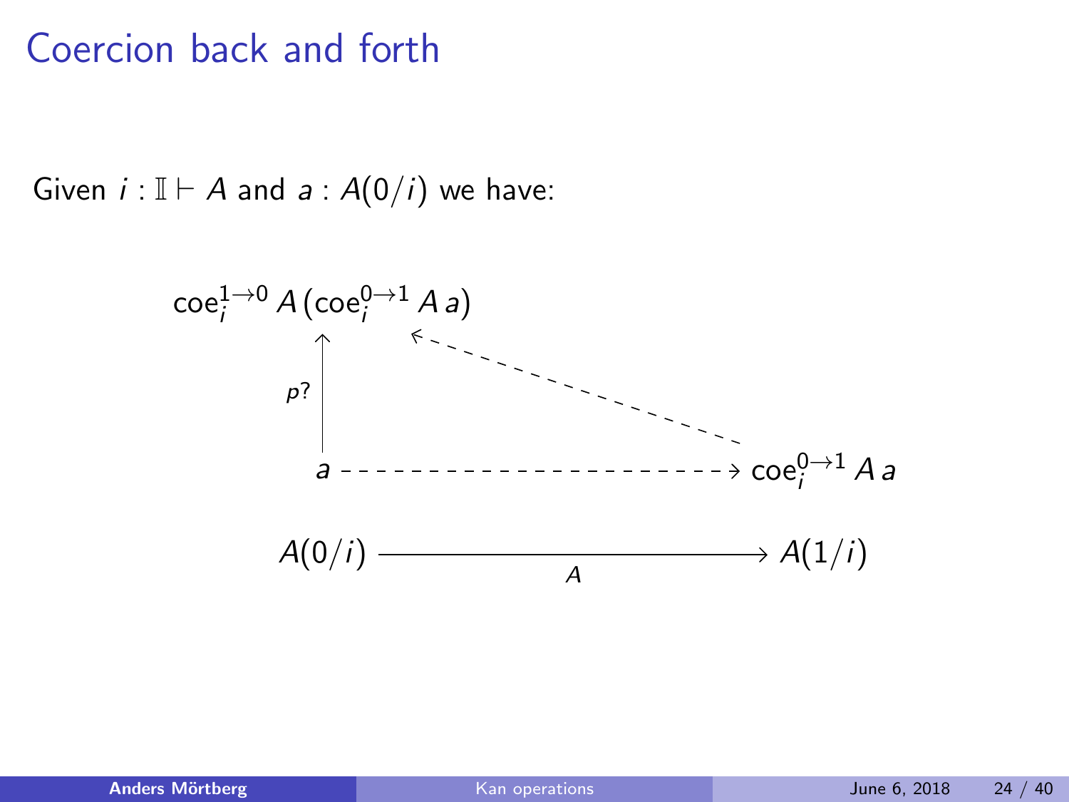# Coercion back and forth

Given $i : \mathbb{I} \vdash A$ and $a : A(0/i)$ we have:

$$
\begin{array}{ccc}
\mathsf{coe}_i^{1\to 0}\, A\,(\mathsf{coe}_i^{0\to 1}\, A\, a) & & \\
\uparrow p? & \nwarrow & \\
a & \dashrightarrow & \mathsf{coe}_i^{0\to 1}\, A\, a
\end{array}
$$

$$
A(0/i) \xrightarrow[A]{} A(1/i)
$$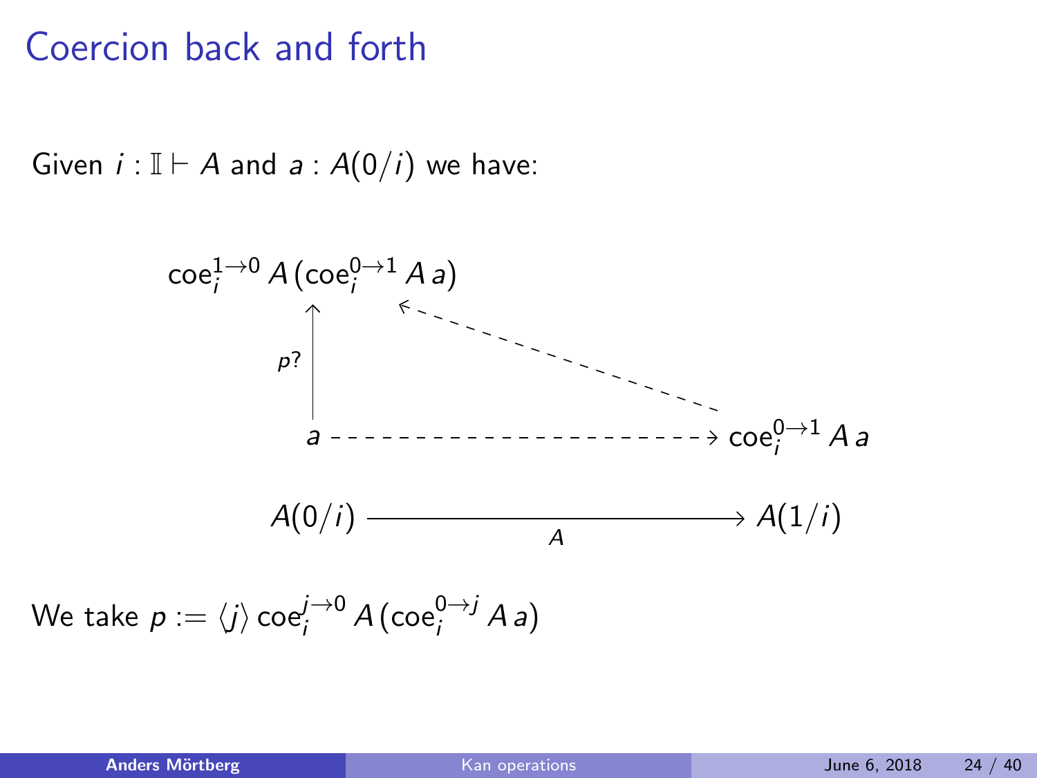# Coercion back and forth

Given $i : \mathbb{I} \vdash A$ and $a : A(0/i)$ we have:

$$
\begin{array}{ccc}
\mathsf{coe}_i^{1\to 0}\, A\,(\mathsf{coe}_i^{0\to 1}\, A\, a) & \leftarrow\!\!\!\text{- - - - - - -} & \\
\uparrow p? & & \\
a & \text{- - - - - - - - - - - - -}\!\!\!\rightarrow & \mathsf{coe}_i^{0\to 1}\, A\, a
\end{array}
$$

$$
A(0/i) \xrightarrow[A]{\hspace{4em}} A(1/i)
$$

We take $p := \langle j \rangle\, \mathsf{coe}_i^{j\to 0}\, A\,(\mathsf{coe}_i^{0\to j}\, A\, a)$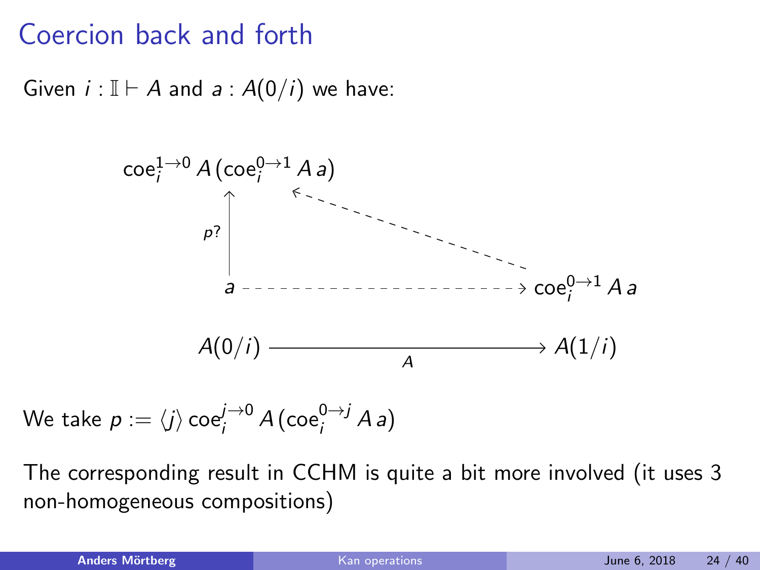# Coercion back and forth

Given $i : \mathbb{I} \vdash A$ and $a : A(0/i)$ we have:

$$\mathsf{coe}_i^{1\to 0}\, A\, (\mathsf{coe}_i^{0\to 1}\, A\, a)$$

$p?$

$$a \dashrightarrow \mathsf{coe}_i^{0\to 1}\, A\, a$$

$$A(0/i) \xrightarrow{\quad A \quad} A(1/i)$$

We take $p := \langle j \rangle\, \mathsf{coe}_i^{j\to 0}\, A\, (\mathsf{coe}_i^{0\to j}\, A\, a)$

The corresponding result in CCHM is quite a bit more involved (it uses 3 non-homogeneous compositions)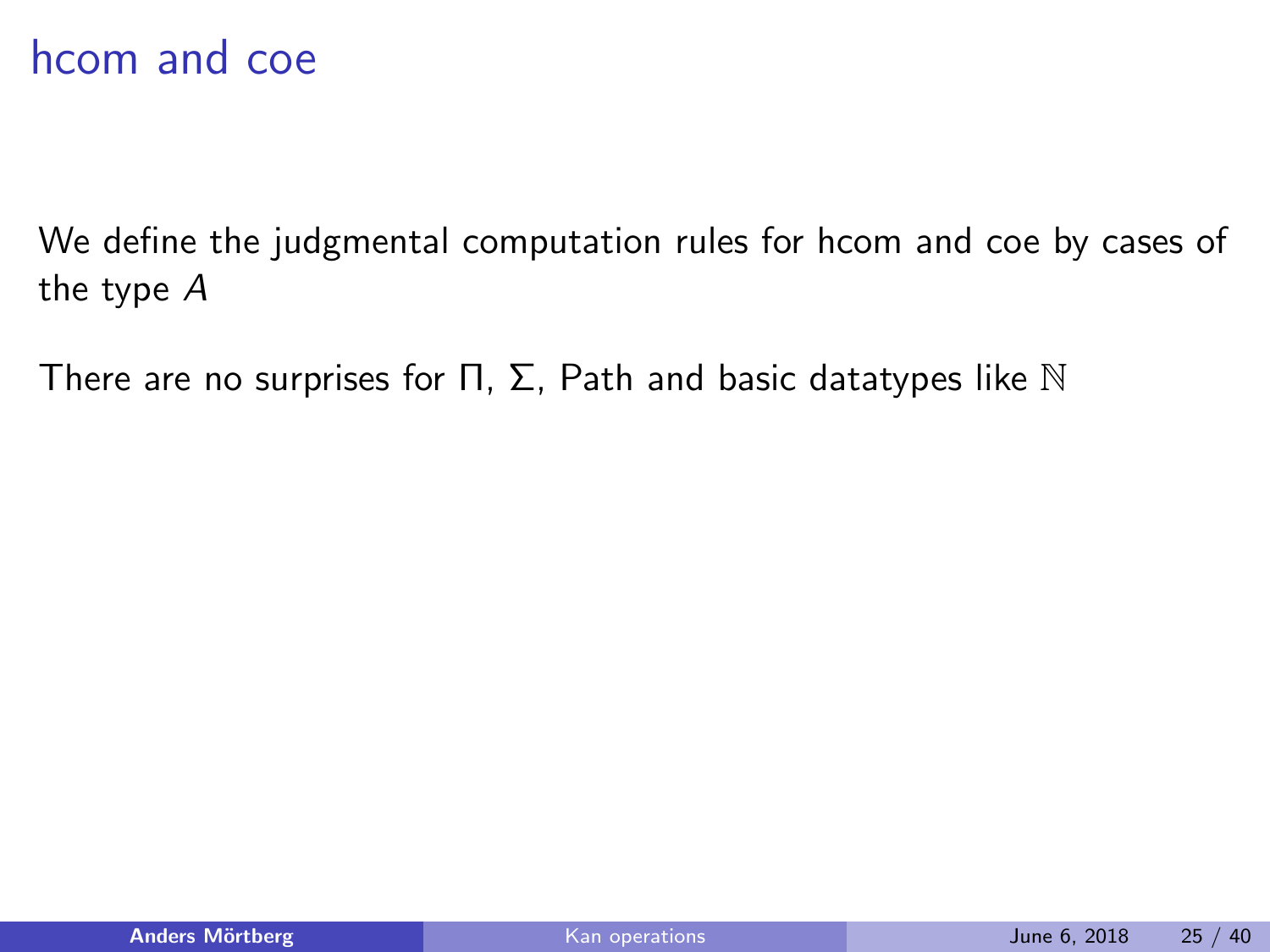# hcom and coe

We define the judgmental computation rules for hcom and coe by cases of the type $A$

There are no surprises for $\Pi$, $\Sigma$, Path and basic datatypes like $\mathbb{N}$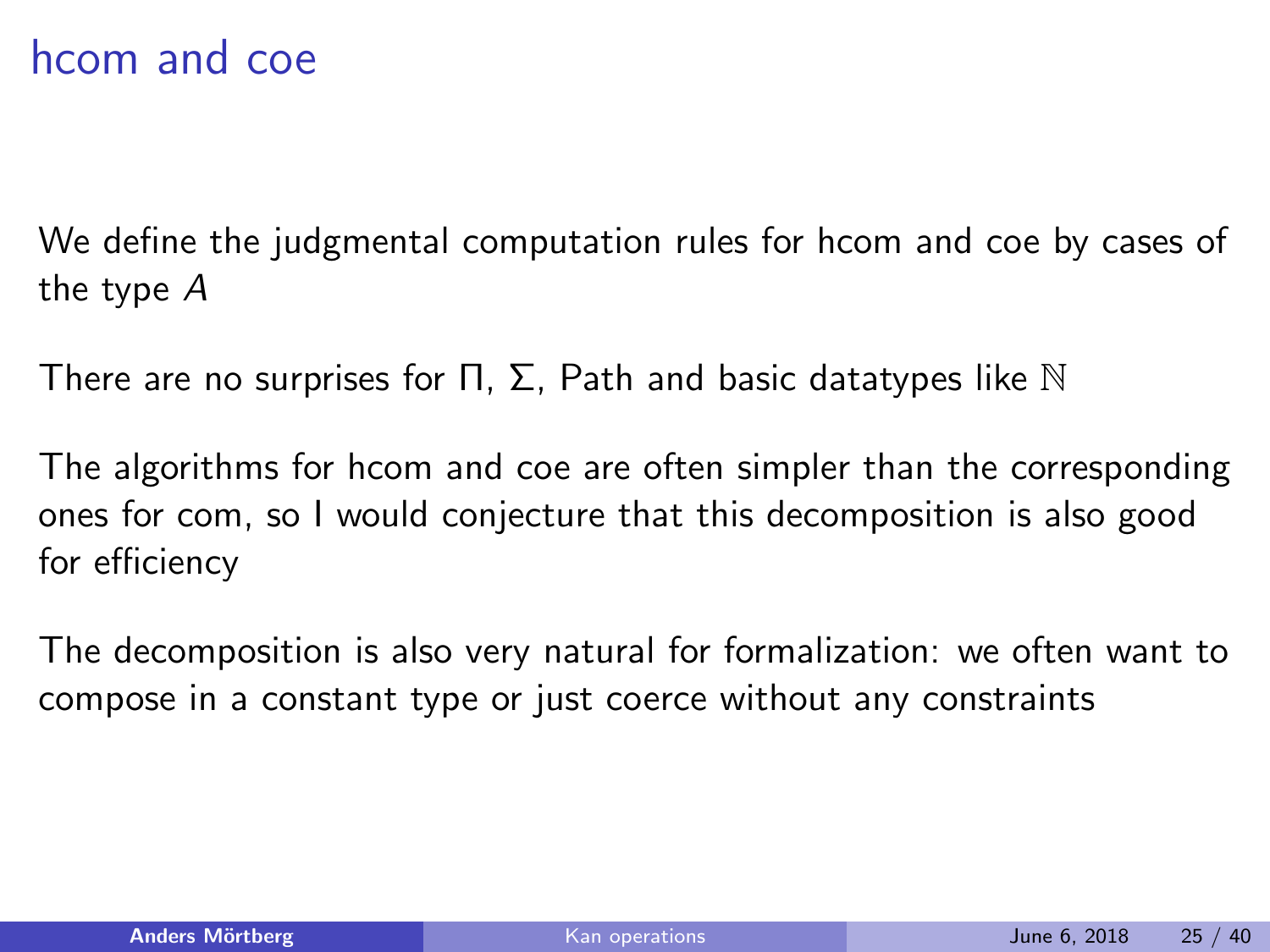# hcom and coe

We define the judgmental computation rules for hcom and coe by cases of the type $A$

There are no surprises for $\Pi$, $\Sigma$, Path and basic datatypes like $\mathbb{N}$

The algorithms for hcom and coe are often simpler than the corresponding ones for com, so I would conjecture that this decomposition is also good for efficiency

The decomposition is also very natural for formalization: we often want to compose in a constant type or just coerce without any constraints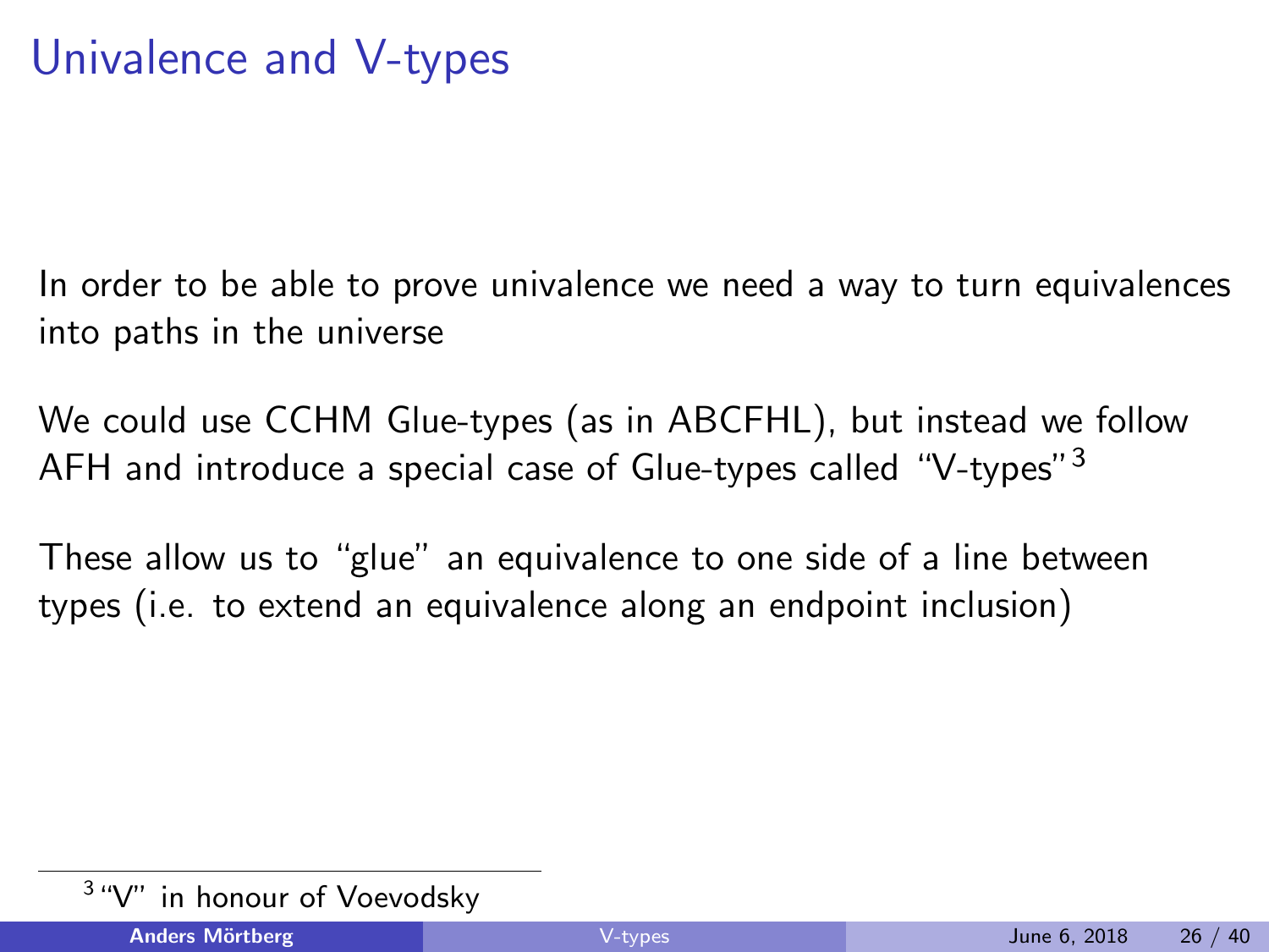# Univalence and V-types

In order to be able to prove univalence we need a way to turn equivalences into paths in the universe

We could use CCHM Glue-types (as in ABCFHL), but instead we follow AFH and introduce a special case of Glue-types called "V-types"[3]

These allow us to "glue" an equivalence to one side of a line between types (i.e. to extend an equivalence along an endpoint inclusion)

[3] "V" in honour of Voevodsky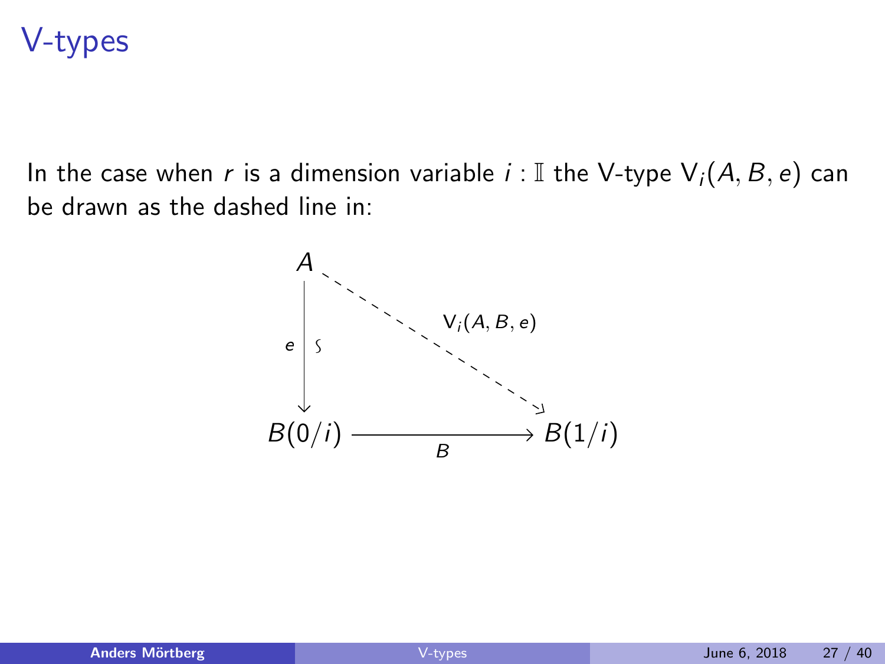# V-types

In the case when $r$ is a dimension variable $i : \mathbb{I}$ the V-type $\mathsf{V}_i(A, B, e)$ can be drawn as the dashed line in:

$$
\begin{array}{ccc}
A & \overset{\mathsf{V}_i(A,B,e)}{\dashrightarrow} & B(1/i) \\
{\scriptstyle e}\downarrow{\scriptstyle \wr} & & \\
B(0/i) & \xrightarrow[B]{} & B(1/i)
\end{array}
$$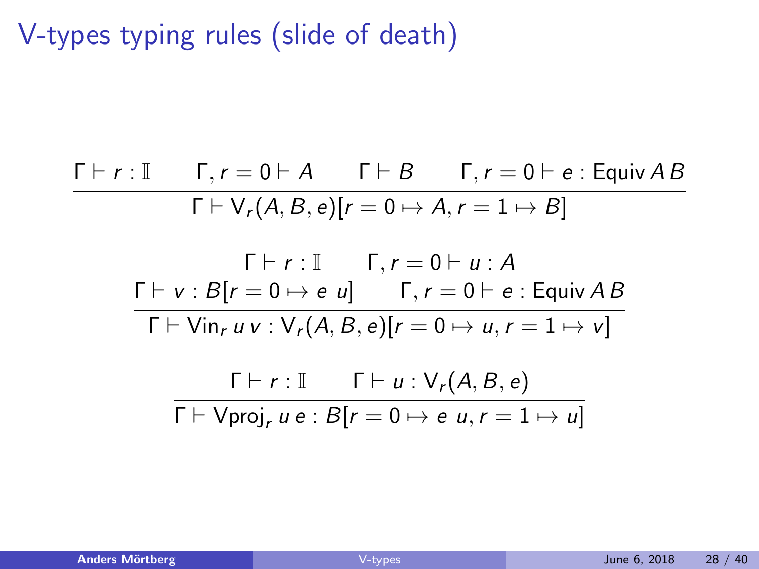# V-types typing rules (slide of death)

$$\frac{\Gamma \vdash r : \mathbb{I} \qquad \Gamma, r = 0 \vdash A \qquad \Gamma \vdash B \qquad \Gamma, r = 0 \vdash e : \mathsf{Equiv}\, A\, B}{\Gamma \vdash \mathsf{V}_r(A, B, e)[r = 0 \mapsto A, r = 1 \mapsto B]}$$

$$\frac{\begin{array}{c}\Gamma \vdash r : \mathbb{I} \qquad \Gamma, r = 0 \vdash u : A \\ \Gamma \vdash v : B[r = 0 \mapsto e\ u] \qquad \Gamma, r = 0 \vdash e : \mathsf{Equiv}\, A\, B\end{array}}{\Gamma \vdash \mathsf{Vin}_r\, u\, v : \mathsf{V}_r(A, B, e)[r = 0 \mapsto u, r = 1 \mapsto v]}$$

$$\frac{\Gamma \vdash r : \mathbb{I} \qquad \Gamma \vdash u : \mathsf{V}_r(A, B, e)}{\Gamma \vdash \mathsf{Vproj}_r\, u\, e : B[r = 0 \mapsto e\ u, r = 1 \mapsto u]}$$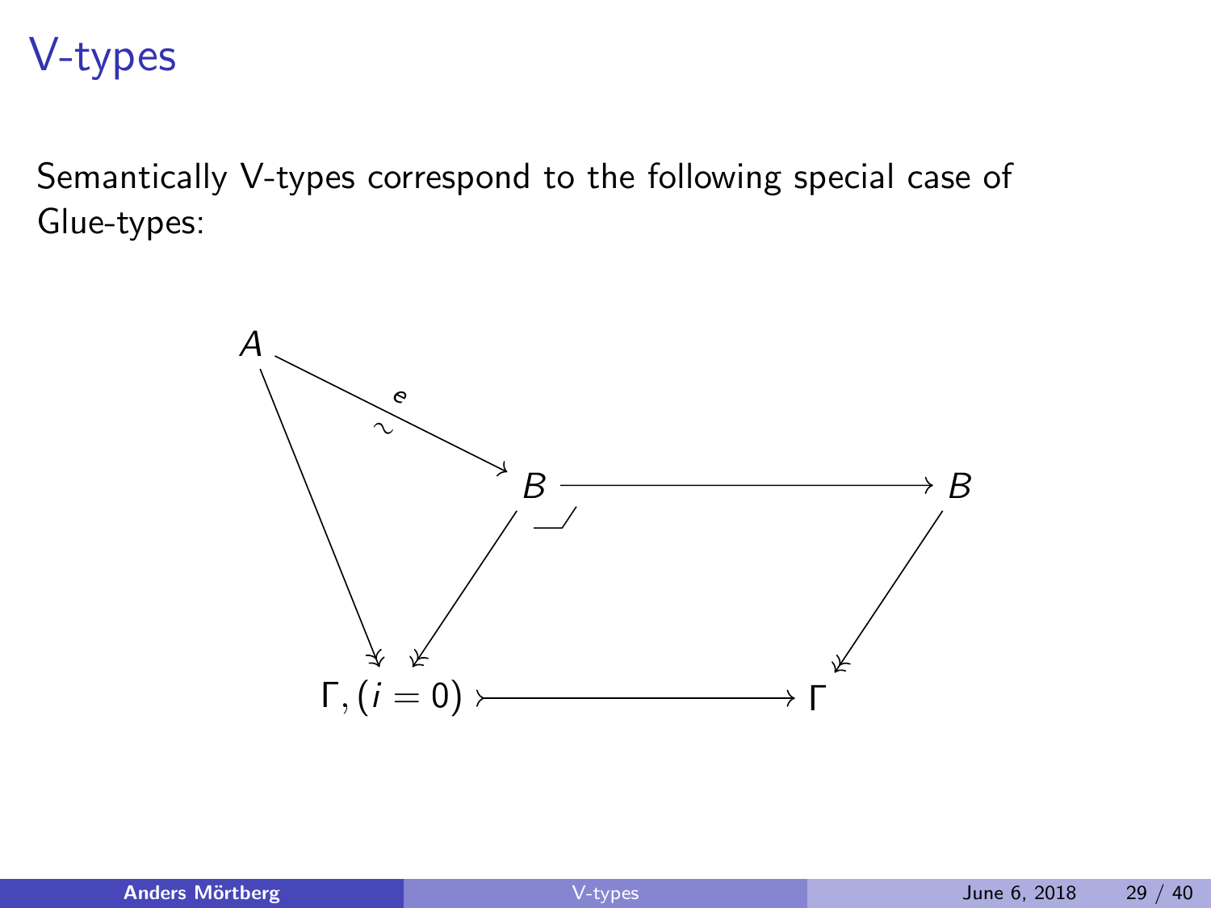# V-types

Semantically V-types correspond to the following special case of Glue-types:

$$
\begin{array}{ccccc}
A & & & & \\
& \searrow^{e}_{\sim} & & & \\
& & B & \longrightarrow & B \\
\downarrow & \swarrow & & & \downarrow \\
\Gamma, (i = 0) & & \rightarrowtail & & \Gamma
\end{array}
$$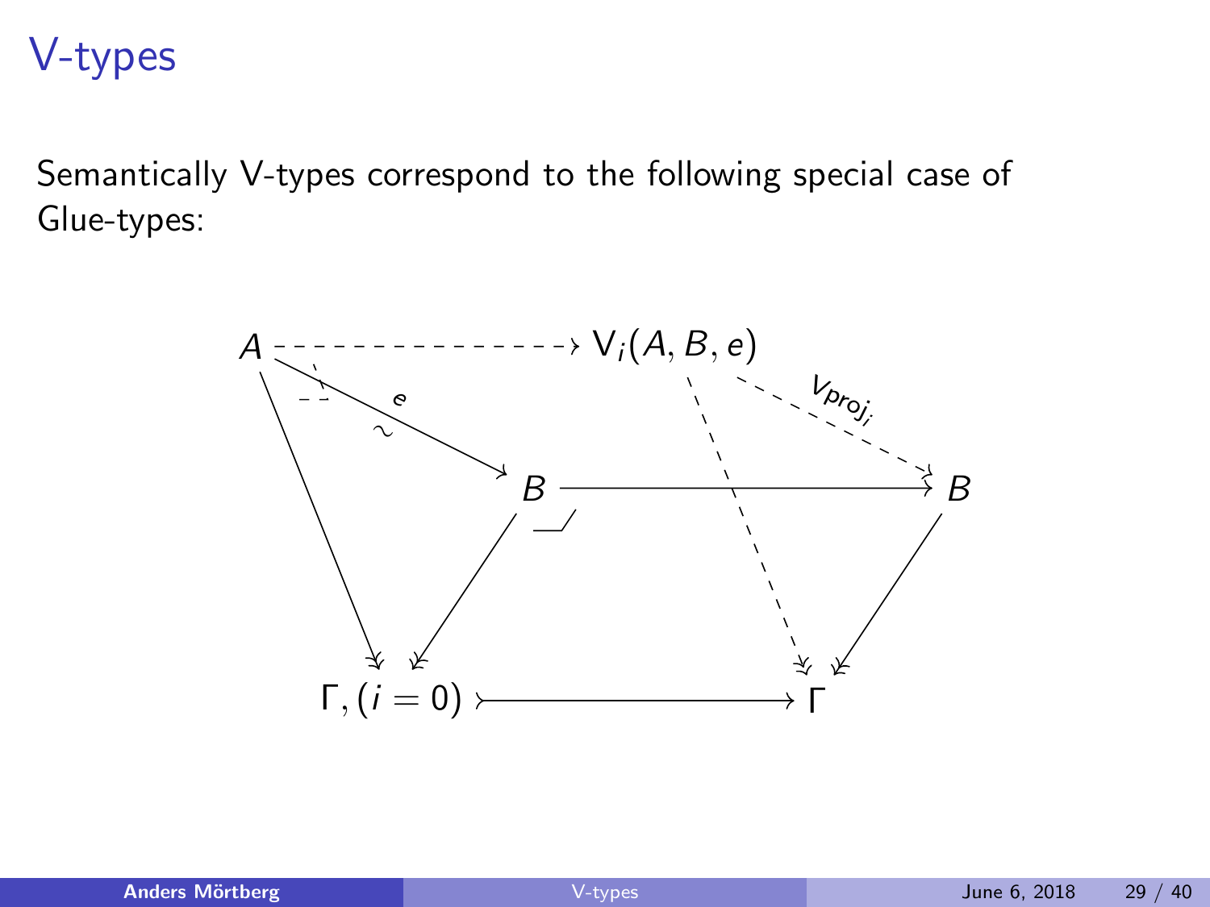# V-types

Semantically V-types correspond to the following special case of Glue-types:

$$
\begin{array}{ccccc}
A & \dashrightarrow & \mathsf{V}_i(A, B, e) & & \\
& \searrow^{e}_{\sim} & & \searrow^{\mathsf{Vproj}_i} & \\
& & B & \longrightarrow & B \\
\downarrow & \swarrow & & \downarrow & \swarrow \\
\Gamma, (i = 0) & & \rightarrowtail & & \Gamma
\end{array}
$$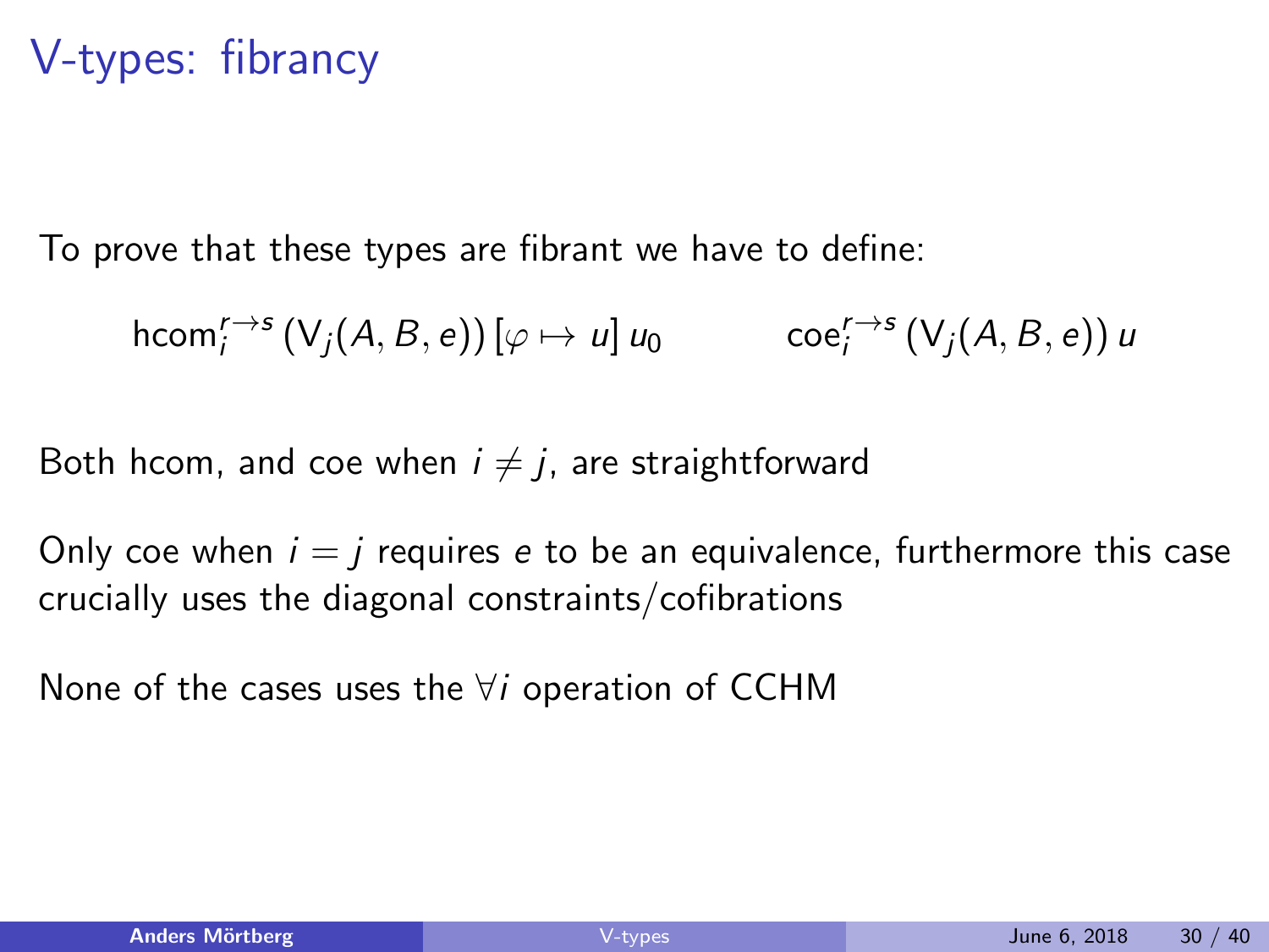# V-types: fibrancy

To prove that these types are fibrant we have to define:

$$\mathsf{hcom}_i^{r \to s}\,(\mathsf{V}_j(A, B, e))\,[\varphi \mapsto u]\,u_0 \qquad\qquad \mathsf{coe}_i^{r \to s}\,(\mathsf{V}_j(A, B, e))\,u$$

Both hcom, and coe when $i \neq j$, are straightforward

Only coe when $i = j$ requires $e$ to be an equivalence, furthermore this case crucially uses the diagonal constraints/cofibrations

None of the cases uses the $\forall i$ operation of CCHM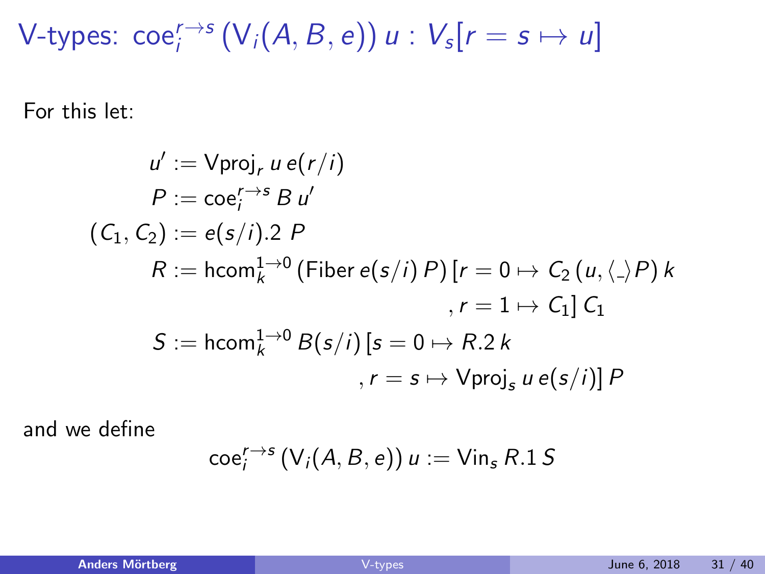# V-types: $\mathsf{coe}_i^{r \to s} \left(\mathsf{V}_i(A, B, e)\right) u : V_s[r = s \mapsto u]$

For this let:

$$
\begin{aligned}
u' &:= \mathsf{Vproj}_r \, u \, e(r/i) \\
P &:= \mathsf{coe}_i^{r \to s} \, B \, u' \\
(C_1, C_2) &:= e(s/i).2 \;\, P \\
R &:= \mathsf{hcom}_k^{1 \to 0} \left(\mathsf{Fiber} \, e(s/i) \, P\right) [r = 0 \mapsto C_2 \, (u, \langle \_ \rangle P) \, k \\
&\qquad\qquad\qquad\qquad\qquad\quad , r = 1 \mapsto C_1] \, C_1 \\
S &:= \mathsf{hcom}_k^{1 \to 0} \, B(s/i) \, [s = 0 \mapsto R.2 \, k \\
&\qquad\qquad\qquad\qquad , r = s \mapsto \mathsf{Vproj}_s \, u \, e(s/i)] \, P
\end{aligned}
$$

and we define

$$
\mathsf{coe}_i^{r \to s} \left(\mathsf{V}_i(A, B, e)\right) u := \mathsf{Vin}_s \, R.1 \, S
$$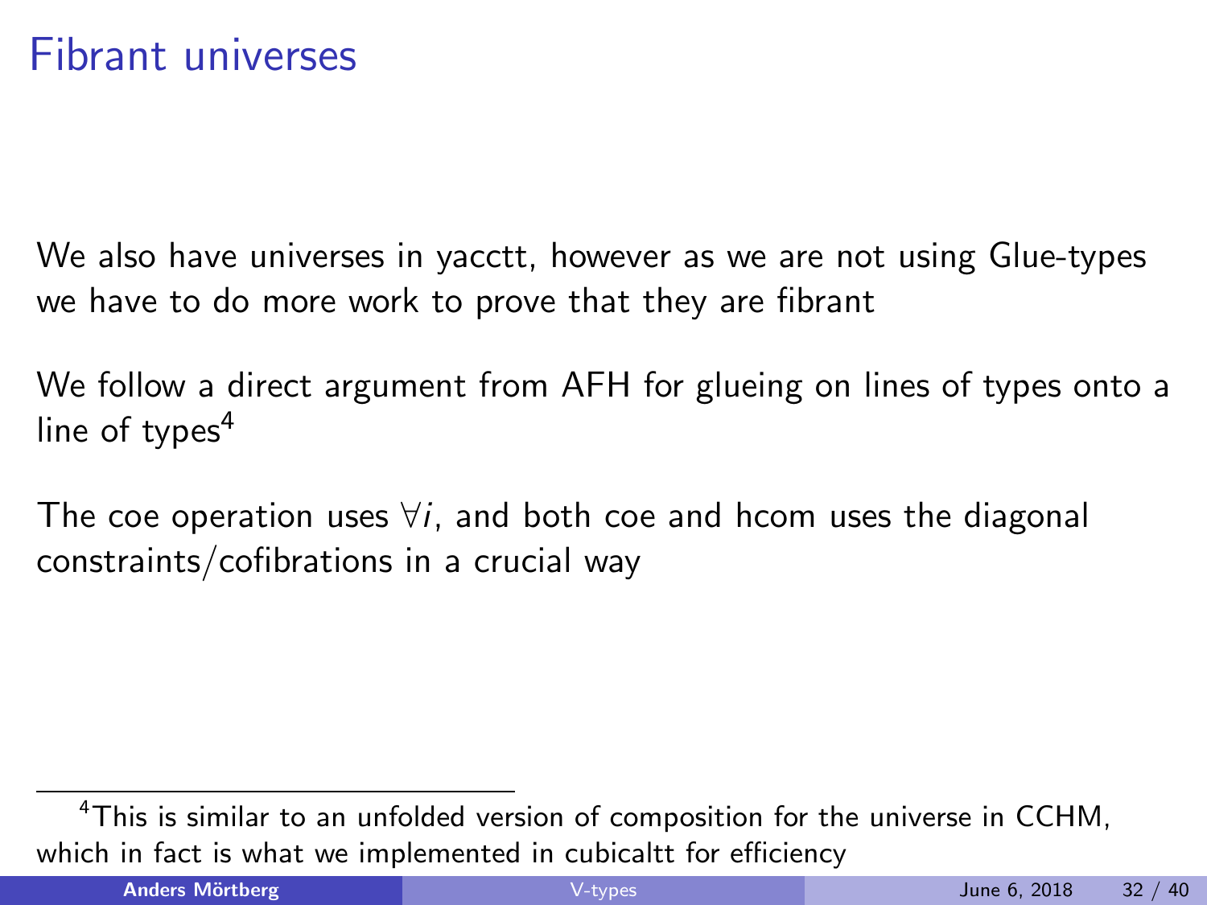# Fibrant universes

We also have universes in yacctt, however as we are not using Glue-types we have to do more work to prove that they are fibrant

We follow a direct argument from AFH for glueing on lines of types onto a line of types[4]

The coe operation uses $\forall i$, and both coe and hcom uses the diagonal constraints/cofibrations in a crucial way

[4] This is similar to an unfolded version of composition for the universe in CCHM, which in fact is what we implemented in cubicaltt for efficiency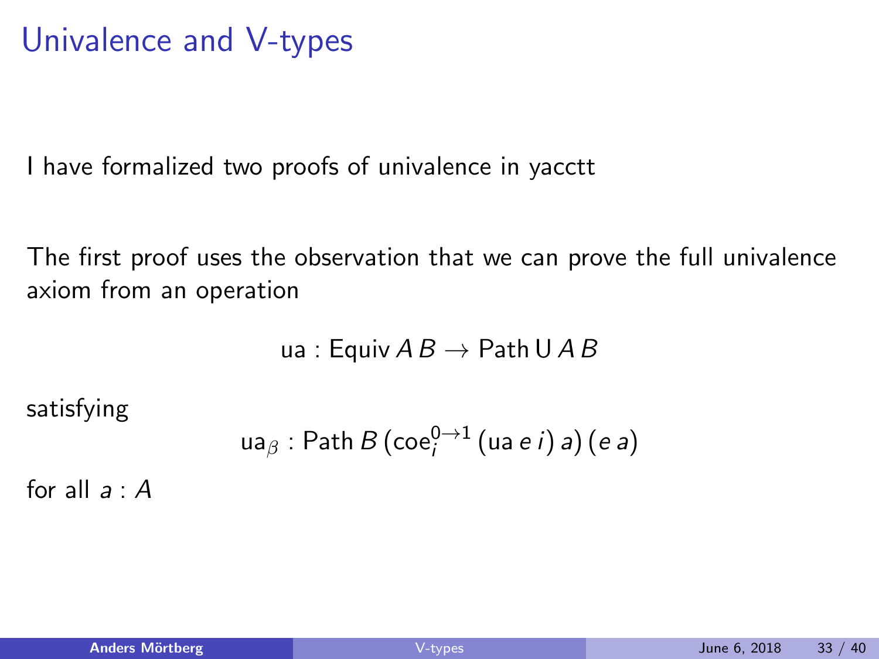# Univalence and V-types

I have formalized two proofs of univalence in yacctt

The first proof uses the observation that we can prove the full univalence axiom from an operation

$$\mathsf{ua} : \mathsf{Equiv}\, A\, B \to \mathsf{Path}\, \mathsf{U}\, A\, B$$

satisfying

$$\mathsf{ua}_\beta : \mathsf{Path}\, B\, (\mathsf{coe}_i^{0 \to 1}\, (\mathsf{ua}\, e\, i)\, a)\, (e\, a)$$

for all $a : A$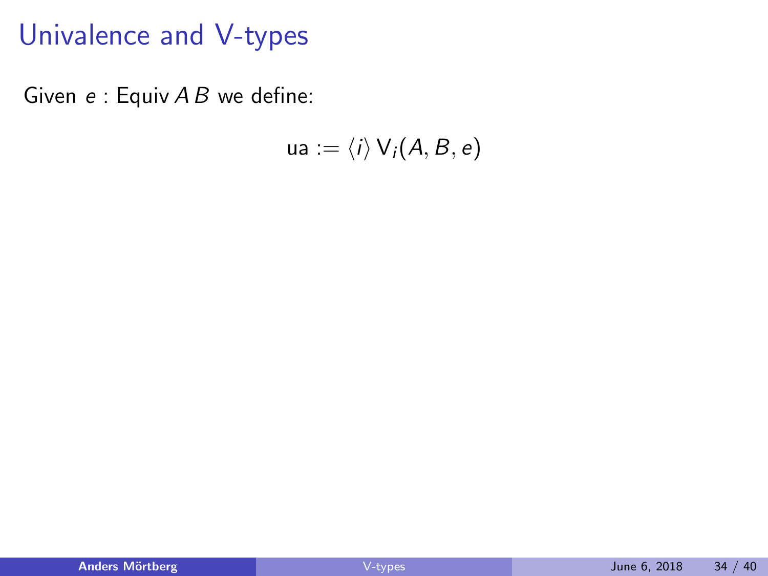# Univalence and V-types

Given $e : \mathsf{Equiv}\, A\, B$ we define:

$$\mathsf{ua} := \langle i \rangle\, \mathsf{V}_i(A, B, e)$$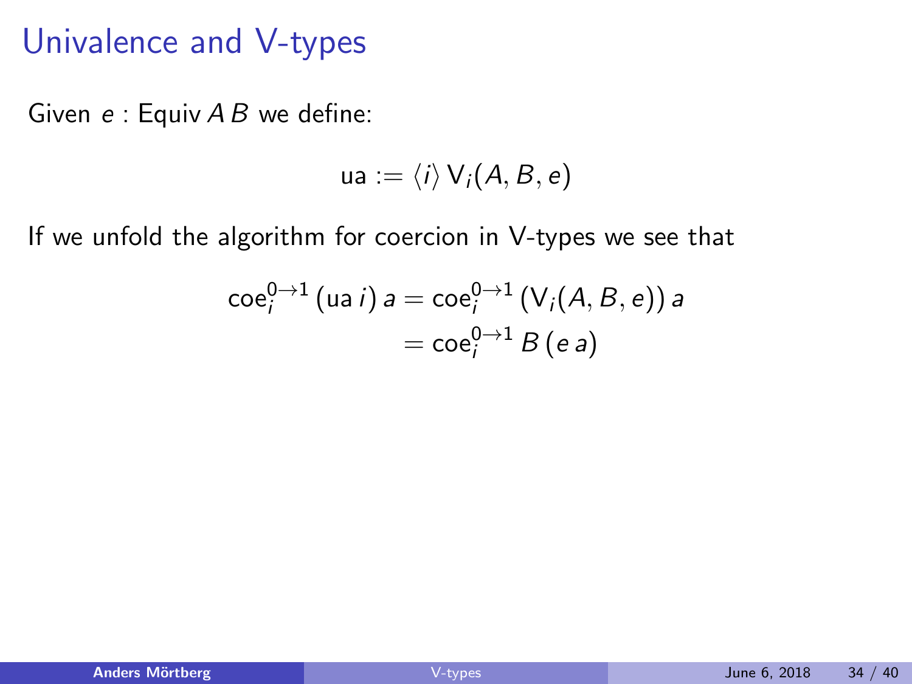# Univalence and V-types

Given $e : \mathsf{Equiv}\, A\, B$ we define:

$$\mathsf{ua} := \langle i \rangle\, \mathsf{V}_i(A, B, e)$$

If we unfold the algorithm for coercion in V-types we see that

$$\begin{aligned}
\mathsf{coe}_i^{0 \to 1}\,(\mathsf{ua}\; i)\; a &= \mathsf{coe}_i^{0 \to 1}\,(\mathsf{V}_i(A, B, e))\; a \\
&= \mathsf{coe}_i^{0 \to 1}\, B\,(e\; a)
\end{aligned}$$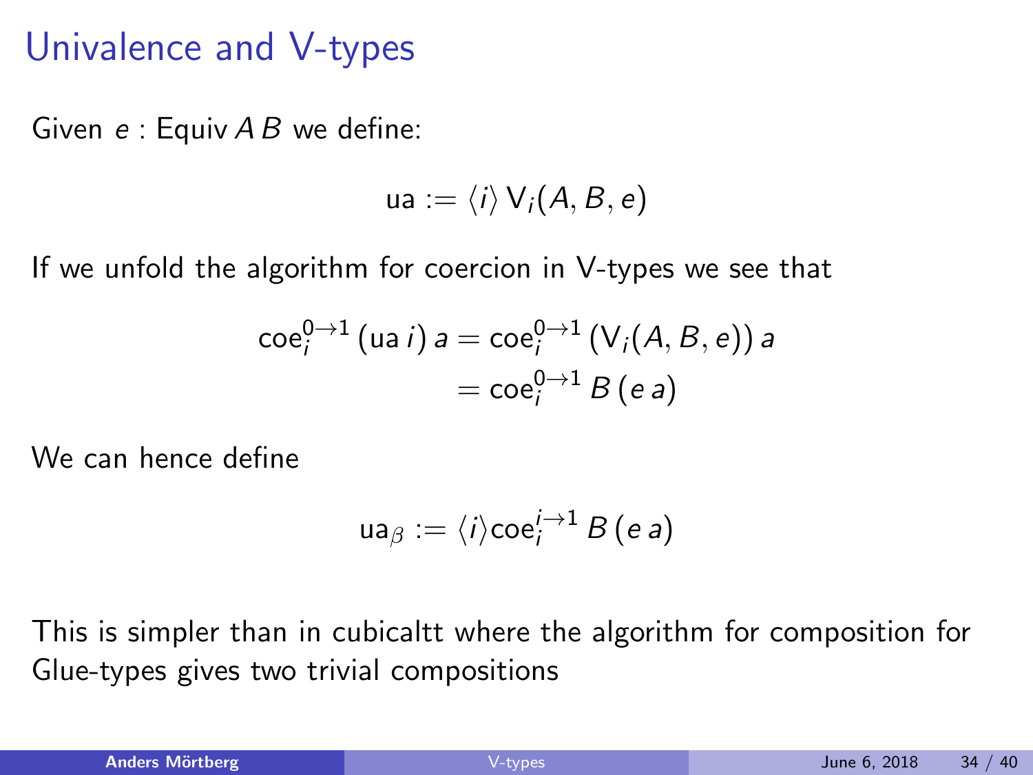# Univalence and V-types

Given $e : \mathsf{Equiv}\, A\, B$ we define:

$$\mathsf{ua} := \langle i \rangle\, \mathsf{V}_i(A, B, e)$$

If we unfold the algorithm for coercion in V-types we see that

$$\begin{aligned}
\mathsf{coe}_i^{0\to 1}\, (\mathsf{ua}\, i)\, a &= \mathsf{coe}_i^{0\to 1}\, (\mathsf{V}_i(A, B, e))\, a \\
&= \mathsf{coe}_i^{0\to 1}\, B\, (e\, a)
\end{aligned}$$

We can hence define

$$\mathsf{ua}_\beta := \langle i \rangle \mathsf{coe}_i^{i\to 1}\, B\, (e\, a)$$

This is simpler than in cubicaltt where the algorithm for composition for Glue-types gives two trivial compositions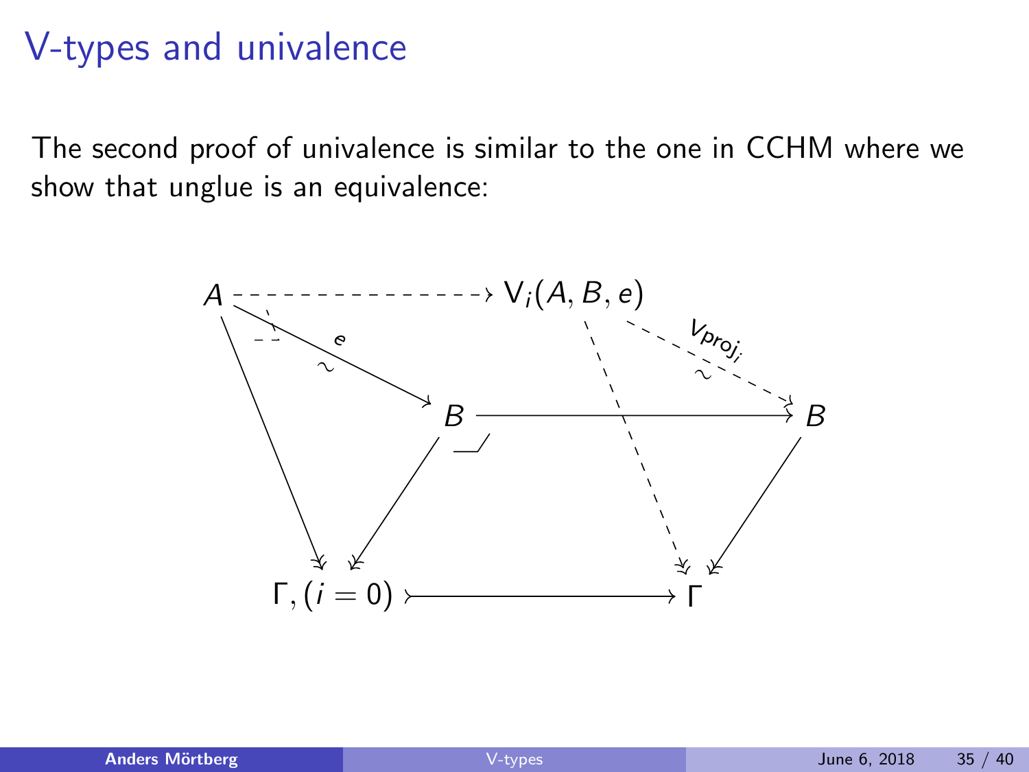# V-types and univalence

The second proof of univalence is similar to the one in CCHM where we show that unglue is an equivalence: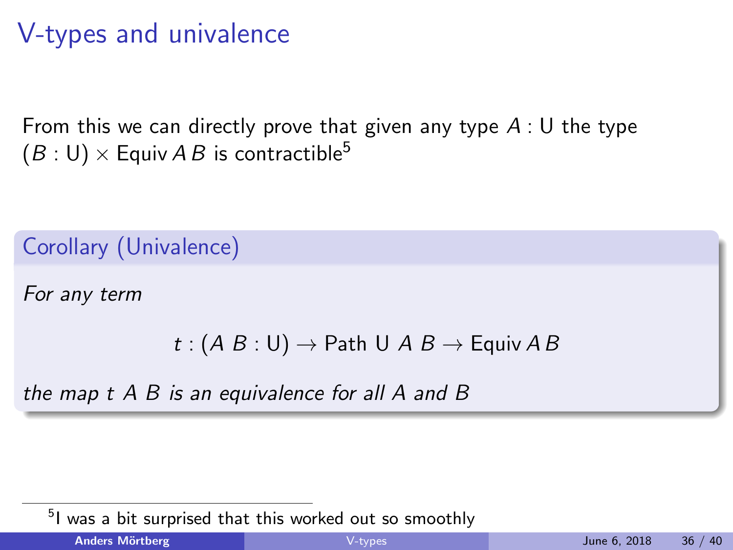# V-types and univalence

From this we can directly prove that given any type $A : \mathsf{U}$ the type $(B : \mathsf{U}) \times \mathsf{Equiv}\, A\, B$ is contractible[5]

**Corollary (Univalence)**

*For any term*

$$t : (A\ B : \mathsf{U}) \to \mathsf{Path}\ \mathsf{U}\ A\ B \to \mathsf{Equiv}\, A\, B$$

*the map $t\ A\ B$ is an equivalence for all $A$ and $B$*

[5] I was a bit surprised that this worked out so smoothly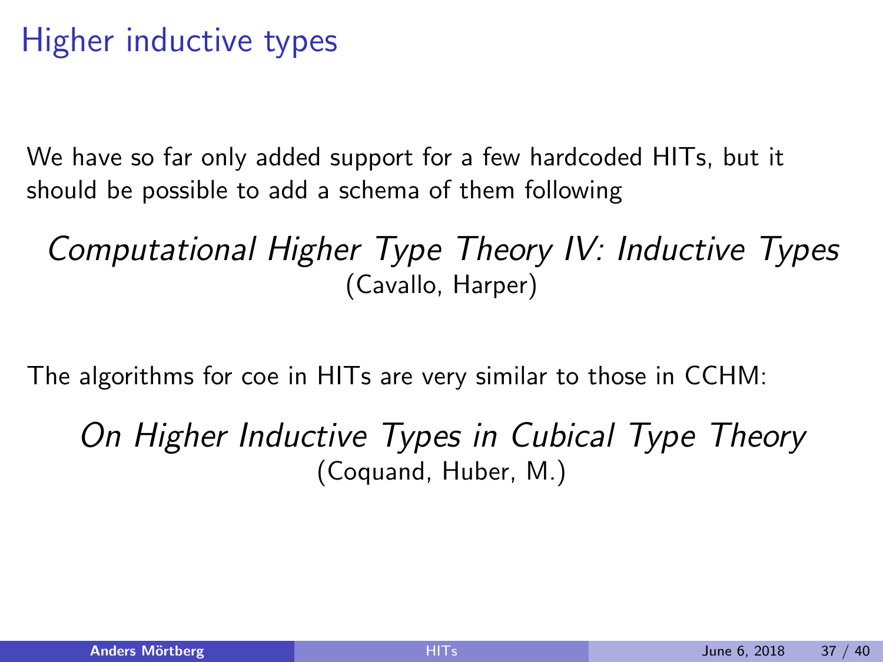# Higher inductive types

We have so far only added support for a few hardcoded HITs, but it should be possible to add a schema of them following

*Computational Higher Type Theory IV: Inductive Types*
(Cavallo, Harper)

The algorithms for coe in HITs are very similar to those in CCHM:

*On Higher Inductive Types in Cubical Type Theory*
(Coquand, Huber, M.)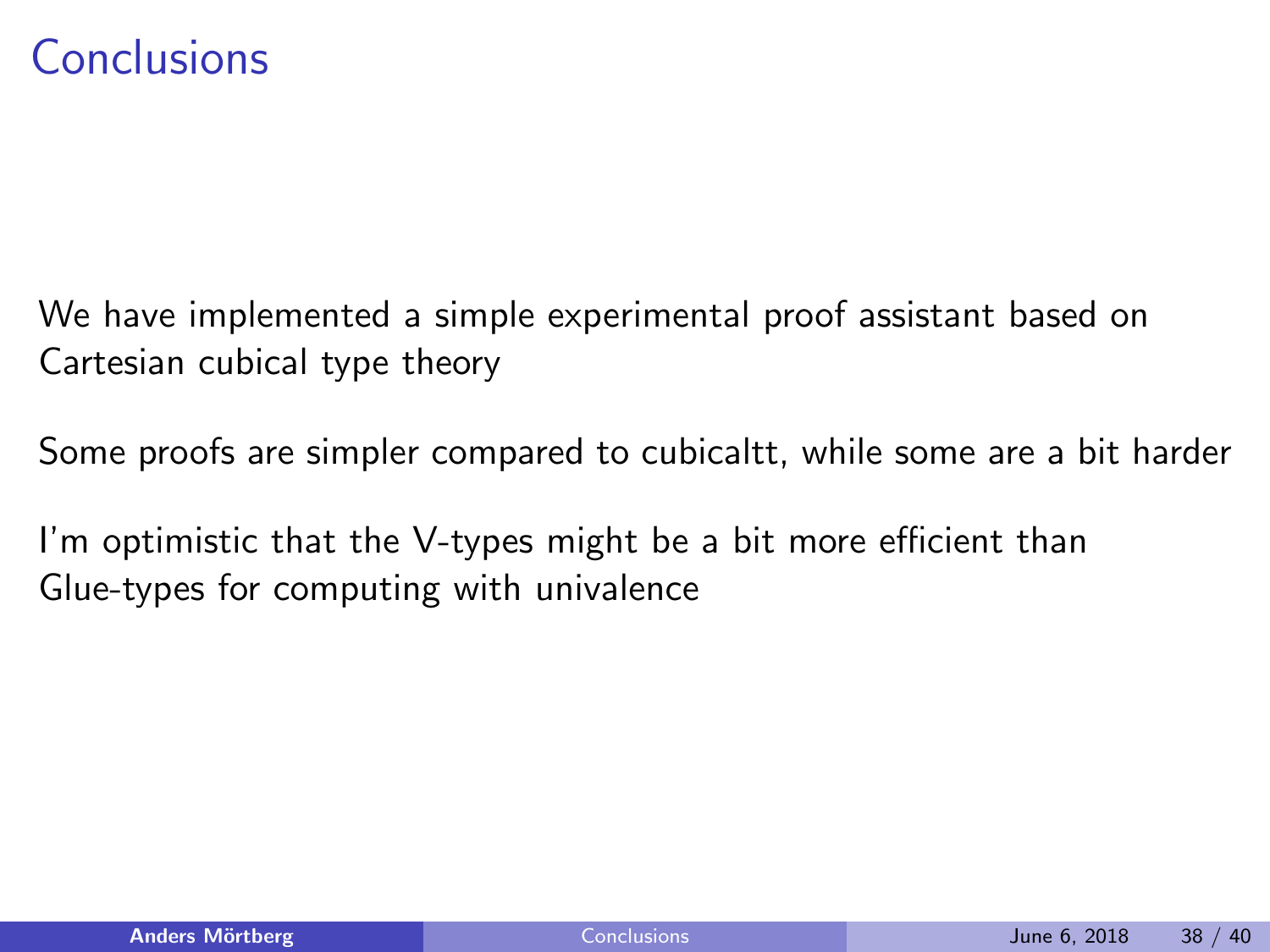# Conclusions

We have implemented a simple experimental proof assistant based on Cartesian cubical type theory

Some proofs are simpler compared to cubicaltt, while some are a bit harder

I'm optimistic that the V-types might be a bit more efficient than Glue-types for computing with univalence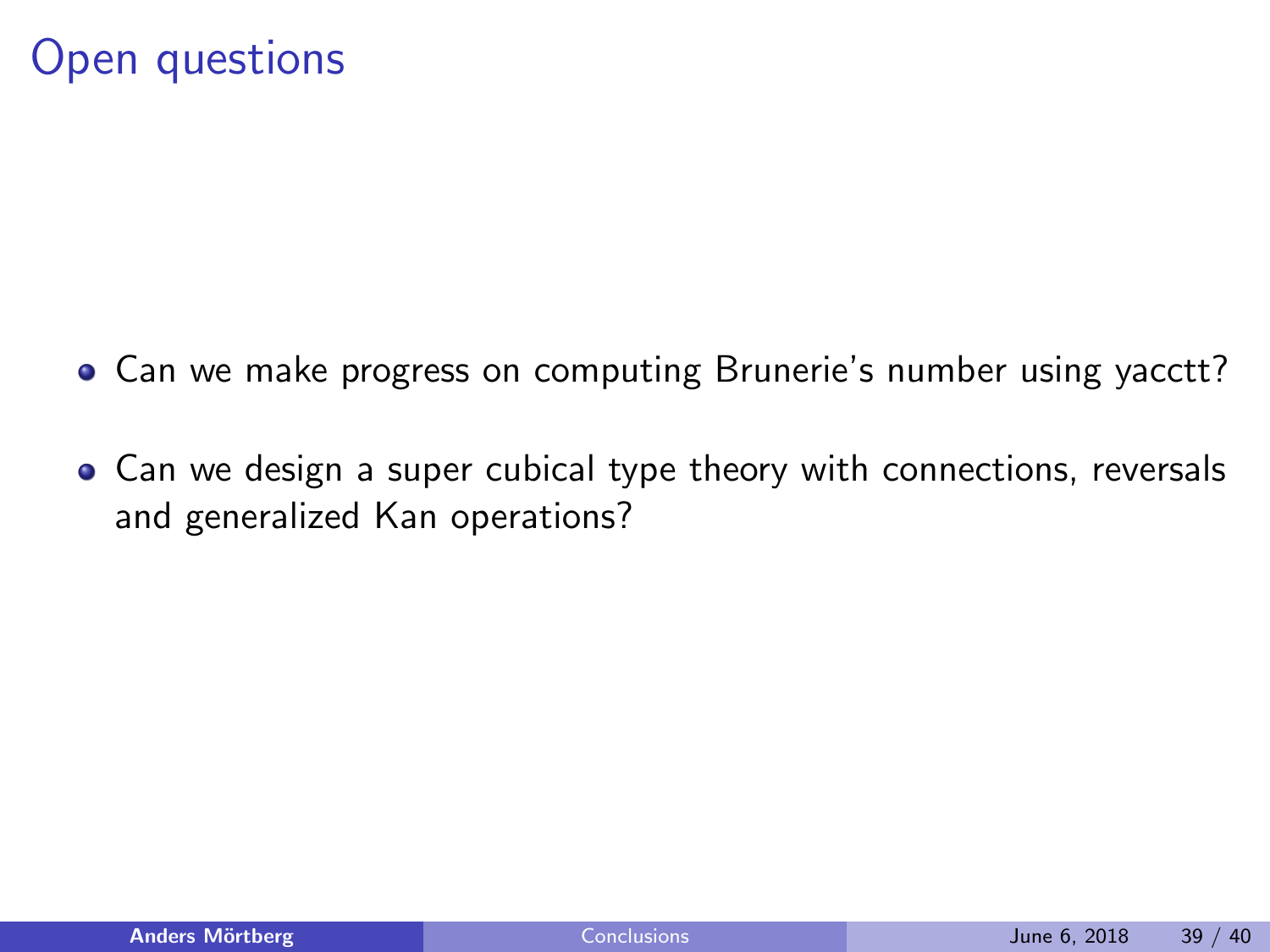# Open questions

- Can we make progress on computing Brunerie's number using yacctt?
- Can we design a super cubical type theory with connections, reversals and generalized Kan operations?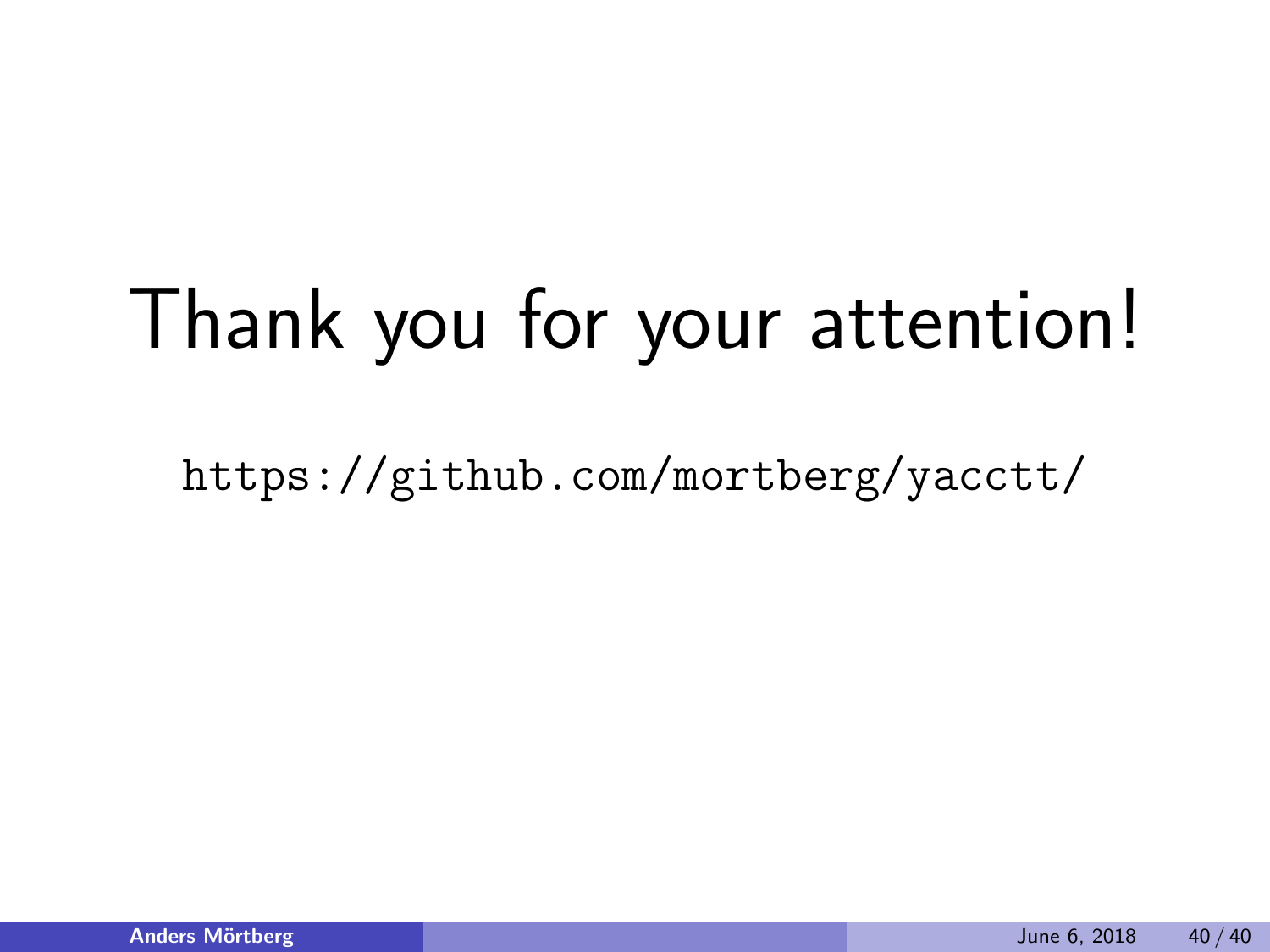# Thank you for your attention!

https://github.com/mortberg/yacctt/